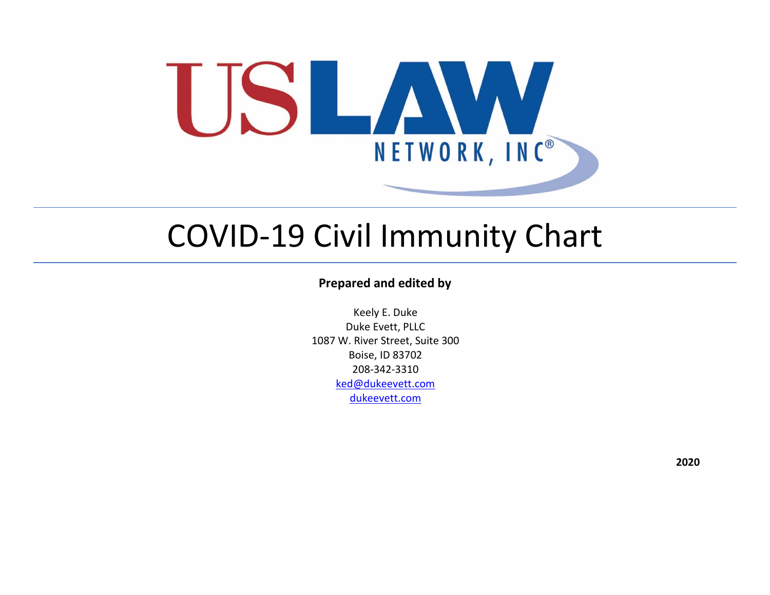USLAW NETWORK, INC®

# COVID-19 Civil Immunity Chart

**Prepared and edited by**

Keely E. Duke
Duke Evett, PLLC
1087 W. River Street, Suite 300
Boise, ID 83702
208-342-3310
ked@dukeevett.com
dukeevett.com

**2020**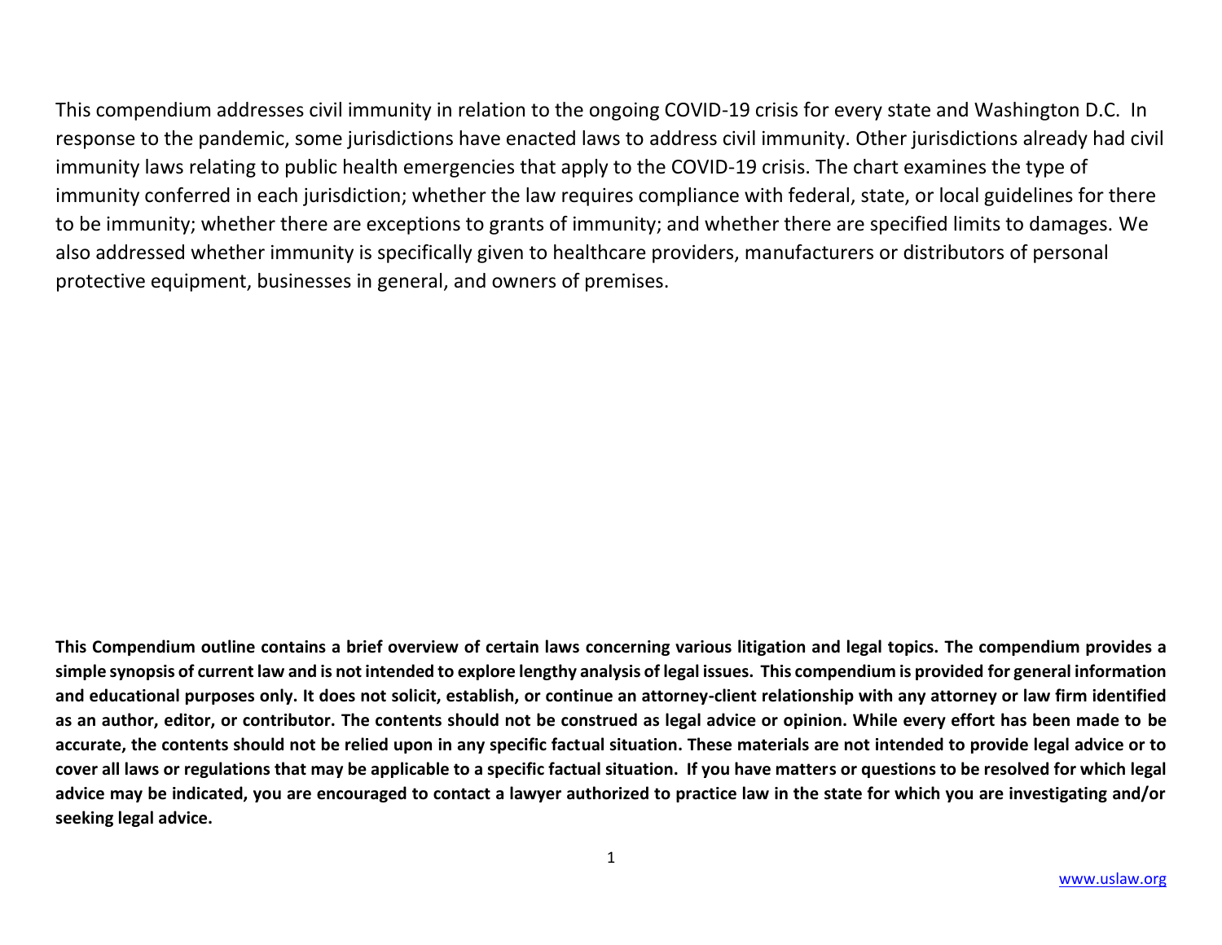This compendium addresses civil immunity in relation to the ongoing COVID-19 crisis for every state and Washington D.C. In response to the pandemic, some jurisdictions have enacted laws to address civil immunity. Other jurisdictions already had civil immunity laws relating to public health emergencies that apply to the COVID-19 crisis. The chart examines the type of immunity conferred in each jurisdiction; whether the law requires compliance with federal, state, or local guidelines for there to be immunity; whether there are exceptions to grants of immunity; and whether there are specified limits to damages. We also addressed whether immunity is specifically given to healthcare providers, manufacturers or distributors of personal protective equipment, businesses in general, and owners of premises.

**This Compendium outline contains a brief overview of certain laws concerning various litigation and legal topics. The compendium provides a simple synopsis of current law and is not intended to explore lengthy analysis of legal issues. This compendium is provided for general information and educational purposes only. It does not solicit, establish, or continue an attorney-client relationship with any attorney or law firm identified as an author, editor, or contributor. The contents should not be construed as legal advice or opinion. While every effort has been made to be accurate, the contents should not be relied upon in any specific factual situation. These materials are not intended to provide legal advice or to cover all laws or regulations that may be applicable to a specific factual situation. If you have matters or questions to be resolved for which legal advice may be indicated, you are encouraged to contact a lawyer authorized to practice law in the state for which you are investigating and/or seeking legal advice.**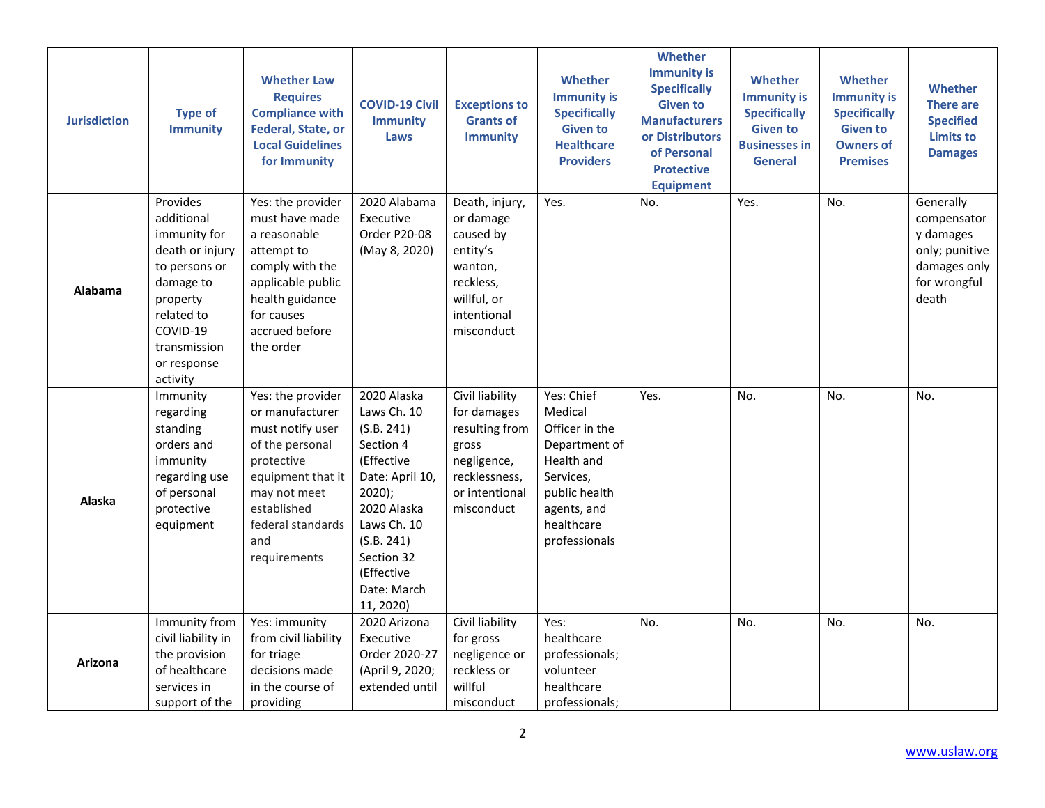| Jurisdiction | Type of Immunity | Whether Law Requires Compliance with Federal, State, or Local Guidelines for Immunity | COVID-19 Civil Immunity Laws | Exceptions to Grants of Immunity | Whether Immunity is Specifically Given to Healthcare Providers | Whether Immunity is Specifically Given to Manufacturers or Distributors of Personal Protective Equipment | Whether Immunity is Specifically Given to Businesses in General | Whether Immunity is Specifically Given to Owners of Premises | Whether There are Specified Limits to Damages |
|---|---|---|---|---|---|---|---|---|---|
| **Alabama** | Provides additional immunity for death or injury to persons or damage to property related to COVID-19 transmission or response activity | Yes: the provider must have made a reasonable attempt to comply with the applicable public health guidance for causes accrued before the order | 2020 Alabama Executive Order P20-08 (May 8, 2020) | Death, injury, or damage caused by entity's wanton, reckless, willful, or intentional misconduct | Yes. | No. | Yes. | No. | Generally compensatory damages only; punitive damages only for wrongful death |
| **Alaska** | Immunity regarding standing orders and immunity regarding use of personal protective equipment | Yes: the provider or manufacturer must notify user of the personal protective equipment that it may not meet established federal standards and requirements | 2020 Alaska Laws Ch. 10 (S.B. 241) Section 4 (Effective Date: April 10, 2020); 2020 Alaska Laws Ch. 10 (S.B. 241) Section 32 (Effective Date: March 11, 2020) | Civil liability for damages resulting from gross negligence, recklessness, or intentional misconduct | Yes: Chief Medical Officer in the Department of Health and Services, public health agents, and healthcare professionals | Yes. | No. | No. | No. |
| **Arizona** | Immunity from civil liability in the provision of healthcare services in support of the | Yes: immunity from civil liability for triage decisions made in the course of providing | 2020 Arizona Executive Order 2020-27 (April 9, 2020; extended until | Civil liability for gross negligence or reckless or willful misconduct | Yes: healthcare professionals; volunteer healthcare professionals; | No. | No. | No. | No. |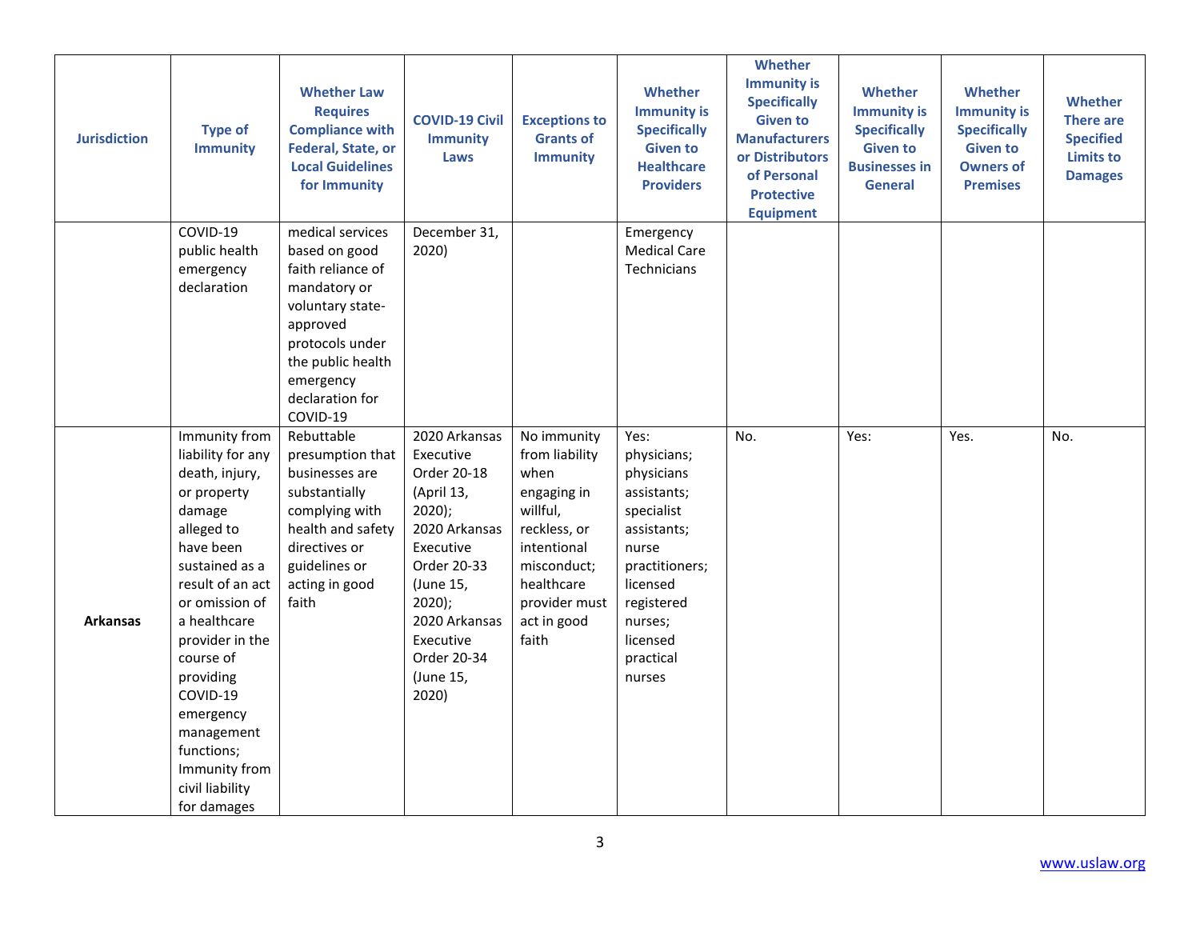| Jurisdiction | Type of Immunity | Whether Law Requires Compliance with Federal, State, or Local Guidelines for Immunity | COVID-19 Civil Immunity Laws | Exceptions to Grants of Immunity | Whether Immunity is Specifically Given to Healthcare Providers | Whether Immunity is Specifically Given to Manufacturers or Distributors of Personal Protective Equipment | Whether Immunity is Specifically Given to Businesses in General | Whether Immunity is Specifically Given to Owners of Premises | Whether There are Specified Limits to Damages |
|---|---|---|---|---|---|---|---|---|---|
| | COVID-19 public health emergency declaration | medical services based on good faith reliance of mandatory or voluntary state-approved protocols under the public health emergency declaration for COVID-19 | December 31, 2020) | | Emergency Medical Care Technicians | | | | |
| **Arkansas** | Immunity from liability for any death, injury, or property damage alleged to have been sustained as a result of an act or omission of a healthcare provider in the course of providing COVID-19 emergency management functions; Immunity from civil liability for damages | Rebuttable presumption that businesses are substantially complying with health and safety directives or guidelines or acting in good faith | 2020 Arkansas Executive Order 20-18 (April 13, 2020); 2020 Arkansas Executive Order 20-33 (June 15, 2020); 2020 Arkansas Executive Order 20-34 (June 15, 2020) | No immunity from liability when engaging in willful, reckless, or intentional misconduct; healthcare provider must act in good faith | Yes: physicians; physicians assistants; specialist assistants; nurse practitioners; licensed registered nurses; licensed practical nurses | No. | Yes: | Yes. | No. |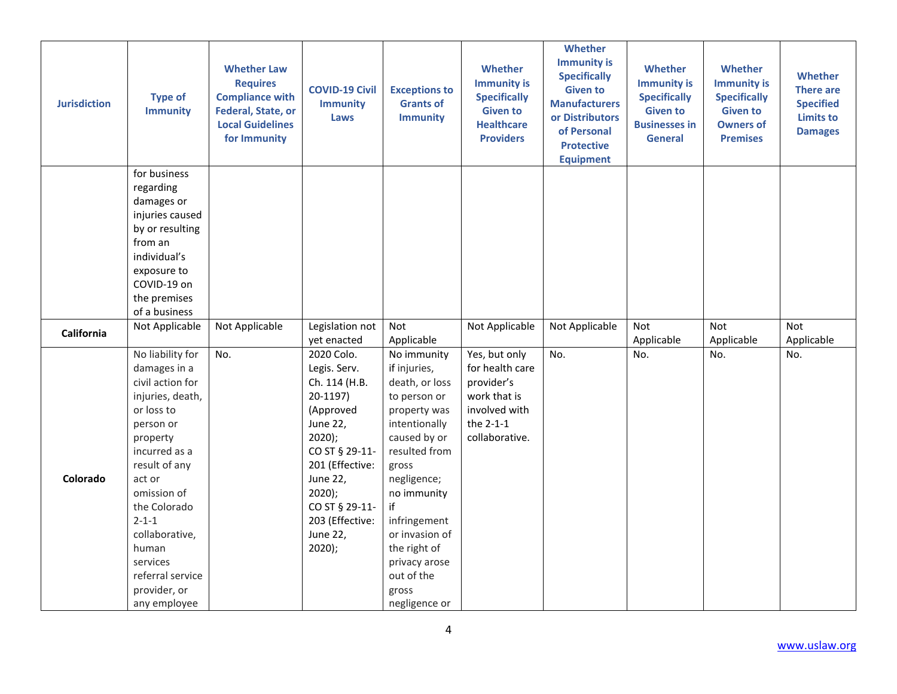| Jurisdiction | Type of Immunity | Whether Law Requires Compliance with Federal, State, or Local Guidelines for Immunity | COVID-19 Civil Immunity Laws | Exceptions to Grants of Immunity | Whether Immunity is Specifically Given to Healthcare Providers | Whether Immunity is Specifically Given to Manufacturers or Distributors of Personal Protective Equipment | Whether Immunity is Specifically Given to Businesses in General | Whether Immunity is Specifically Given to Owners of Premises | Whether There are Specified Limits to Damages |
|---|---|---|---|---|---|---|---|---|---|
| | for business regarding damages or injuries caused by or resulting from an individual's exposure to COVID-19 on the premises of a business | | | | | | | | |
| **California** | Not Applicable | Not Applicable | Legislation not yet enacted | Not Applicable | Not Applicable | Not Applicable | Not Applicable | Not Applicable | Not Applicable |
| **Colorado** | No liability for damages in a civil action for injuries, death, or loss to person or property incurred as a result of any act or omission of the Colorado 2-1-1 collaborative, human services referral service provider, or any employee | No. | 2020 Colo. Legis. Serv. Ch. 114 (H.B. 20-1197) (Approved June 22, 2020); CO ST § 29-11-201 (Effective: June 22, 2020); CO ST § 29-11-203 (Effective: June 22, 2020); | No immunity if injuries, death, or loss to person or property was intentionally caused by or resulted from gross negligence; no immunity if infringement or invasion of the right of privacy arose out of the gross negligence or | Yes, but only for health care provider's work that is involved with the 2-1-1 collaborative. | No. | No. | No. | No. |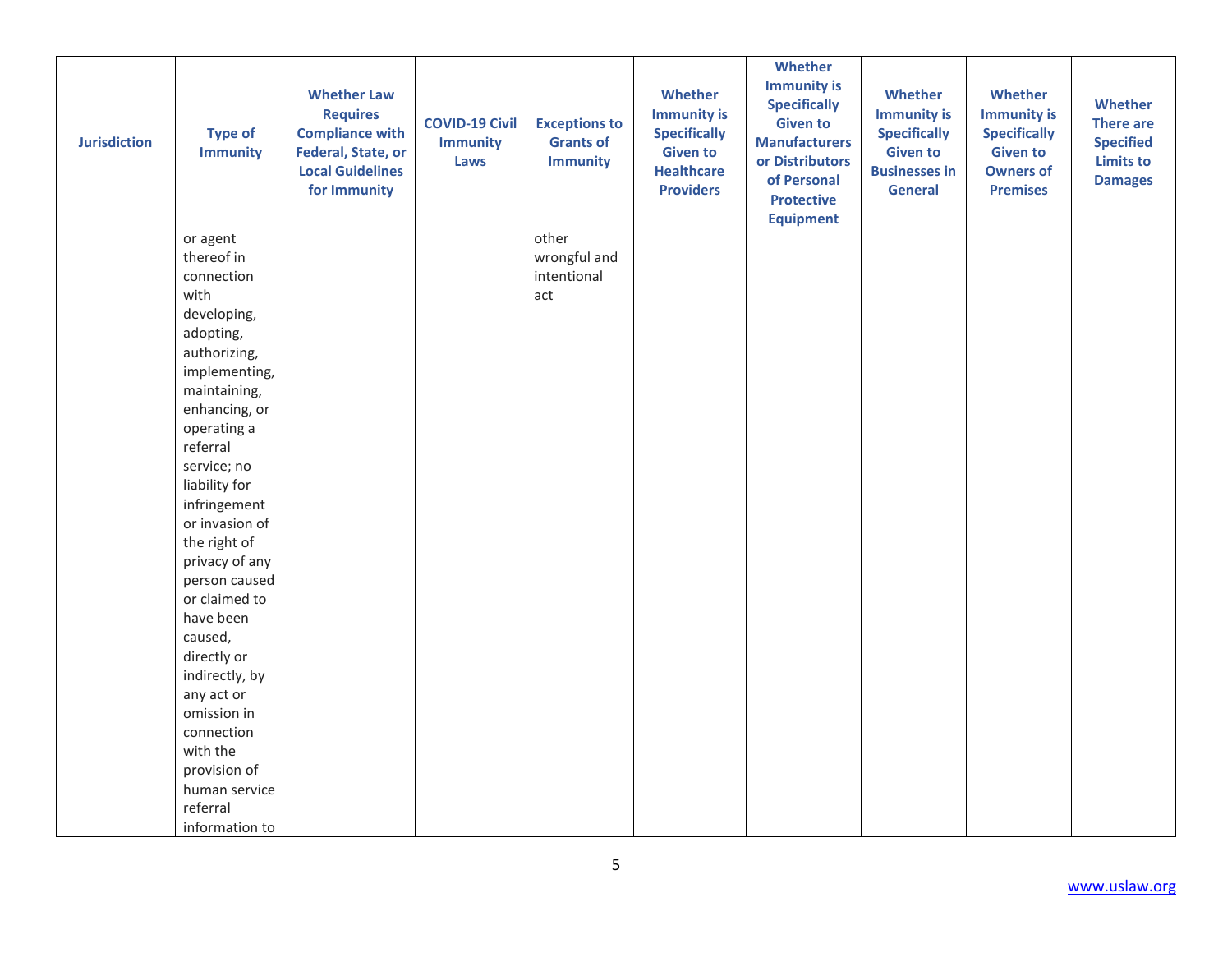| Jurisdiction | Type of Immunity | Whether Law Requires Compliance with Federal, State, or Local Guidelines for Immunity | COVID-19 Civil Immunity Laws | Exceptions to Grants of Immunity | Whether Immunity is Specifically Given to Healthcare Providers | Whether Immunity is Specifically Given to Manufacturers or Distributors of Personal Protective Equipment | Whether Immunity is Specifically Given to Businesses in General | Whether Immunity is Specifically Given to Owners of Premises | Whether There are Specified Limits to Damages |
|---|---|---|---|---|---|---|---|---|---|
| | or agent thereof in connection with developing, adopting, authorizing, implementing, maintaining, enhancing, or operating a referral service; no liability for infringement or invasion of the right of privacy of any person caused or claimed to have been caused, directly or indirectly, by any act or omission in connection with the provision of human service referral information to | | | other wrongful and intentional act | | | | | |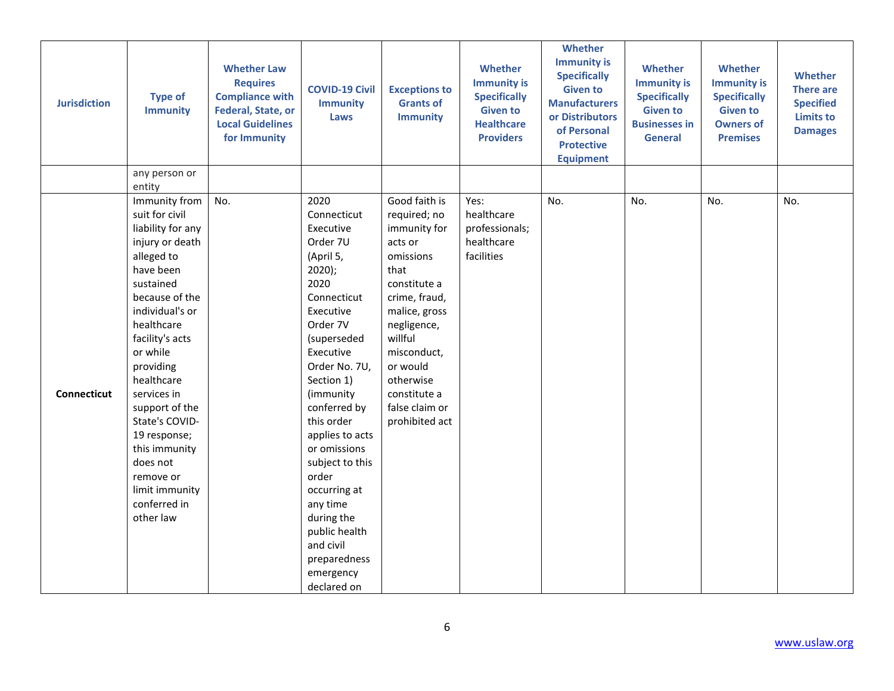| Jurisdiction | Type of Immunity | Whether Law Requires Compliance with Federal, State, or Local Guidelines for Immunity | COVID-19 Civil Immunity Laws | Exceptions to Grants of Immunity | Whether Immunity is Specifically Given to Healthcare Providers | Whether Immunity is Specifically Given to Manufacturers or Distributors of Personal Protective Equipment | Whether Immunity is Specifically Given to Businesses in General | Whether Immunity is Specifically Given to Owners of Premises | Whether There are Specified Limits to Damages |
|---|---|---|---|---|---|---|---|---|---|
| | any person or entity | | | | | | | | |
| **Connecticut** | Immunity from suit for civil liability for any injury or death alleged to have been sustained because of the individual's or healthcare facility's acts or while providing healthcare services in support of the State's COVID-19 response; this immunity does not remove or limit immunity conferred in other law | No. | 2020 Connecticut Executive Order 7U (April 5, 2020); 2020 Connecticut Executive Order 7V (superseded Executive Order No. 7U, Section 1) (immunity conferred by this order applies to acts or omissions subject to this order occurring at any time during the public health and civil preparedness emergency declared on | Good faith is required; no immunity for acts or omissions that constitute a crime, fraud, malice, gross negligence, willful misconduct, or would otherwise constitute a false claim or prohibited act | Yes: healthcare professionals; healthcare facilities | No. | No. | No. | No. |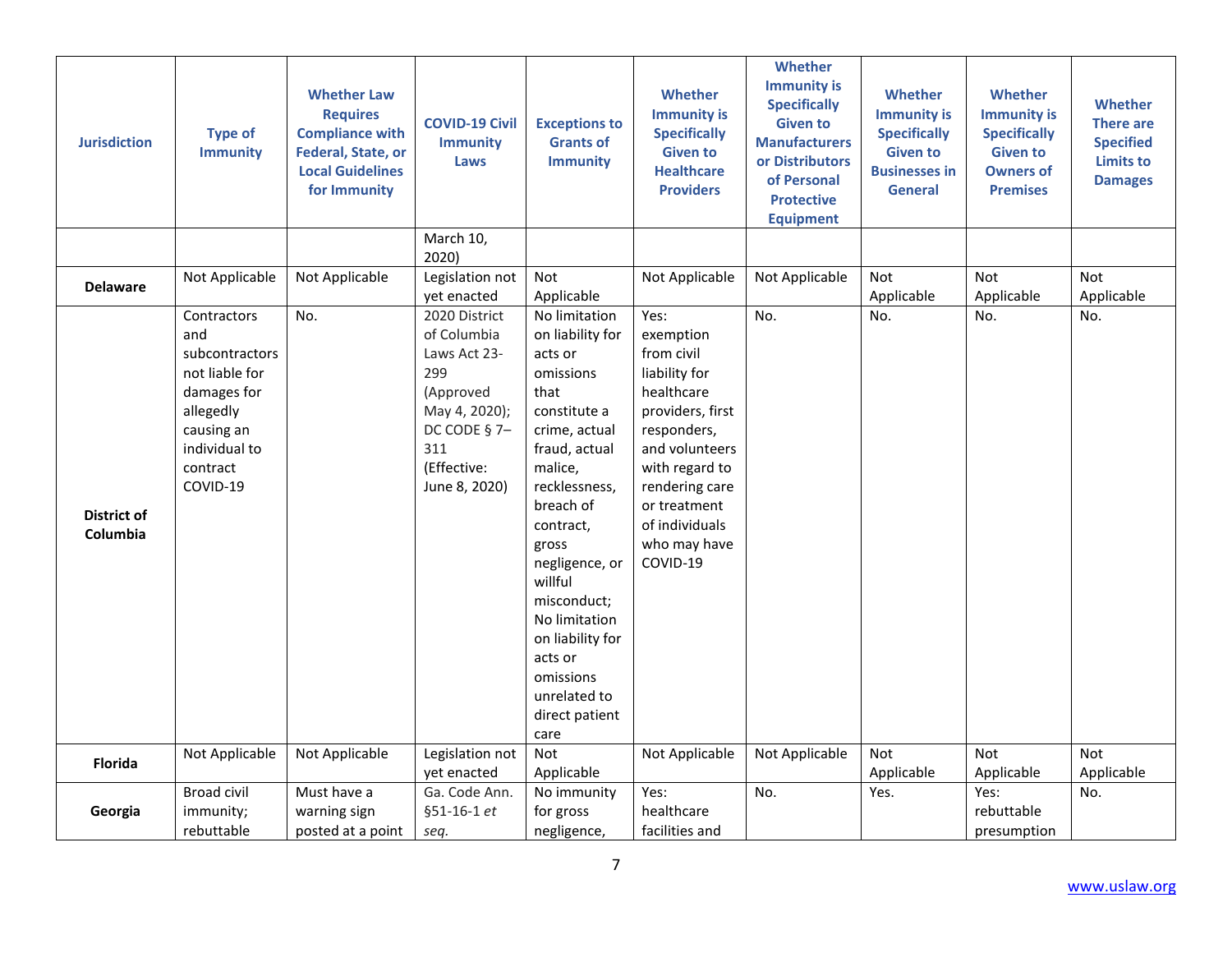| Jurisdiction | Type of Immunity | Whether Law Requires Compliance with Federal, State, or Local Guidelines for Immunity | COVID-19 Civil Immunity Laws | Exceptions to Grants of Immunity | Whether Immunity is Specifically Given to Healthcare Providers | Whether Immunity is Specifically Given to Manufacturers or Distributors of Personal Protective Equipment | Whether Immunity is Specifically Given to Businesses in General | Whether Immunity is Specifically Given to Owners of Premises | Whether There are Specified Limits to Damages |
|---|---|---|---|---|---|---|---|---|---|
| | | | March 10, 2020) | | | | | | |
| **Delaware** | Not Applicable | Not Applicable | Legislation not yet enacted | Not Applicable | Not Applicable | Not Applicable | Not Applicable | Not Applicable | Not Applicable |
| **District of Columbia** | Contractors and subcontractors not liable for damages for allegedly causing an individual to contract COVID-19 | No. | 2020 District of Columbia Laws Act 23-299 (Approved May 4, 2020); DC CODE § 7–311 (Effective: June 8, 2020) | No limitation on liability for acts or omissions that constitute a crime, actual fraud, actual malice, recklessness, breach of contract, gross negligence, or willful misconduct; No limitation on liability for acts or omissions unrelated to direct patient care | Yes: exemption from civil liability for healthcare providers, first responders, and volunteers with regard to rendering care or treatment of individuals who may have COVID-19 | No. | No. | No. | No. |
| **Florida** | Not Applicable | Not Applicable | Legislation not yet enacted | Not Applicable | Not Applicable | Not Applicable | Not Applicable | Not Applicable | Not Applicable |
| **Georgia** | Broad civil immunity; rebuttable | Must have a warning sign posted at a point | Ga. Code Ann. §51-16-1 *et seq.* | No immunity for gross negligence, | Yes: healthcare facilities and | No. | Yes. | Yes: rebuttable presumption | No. |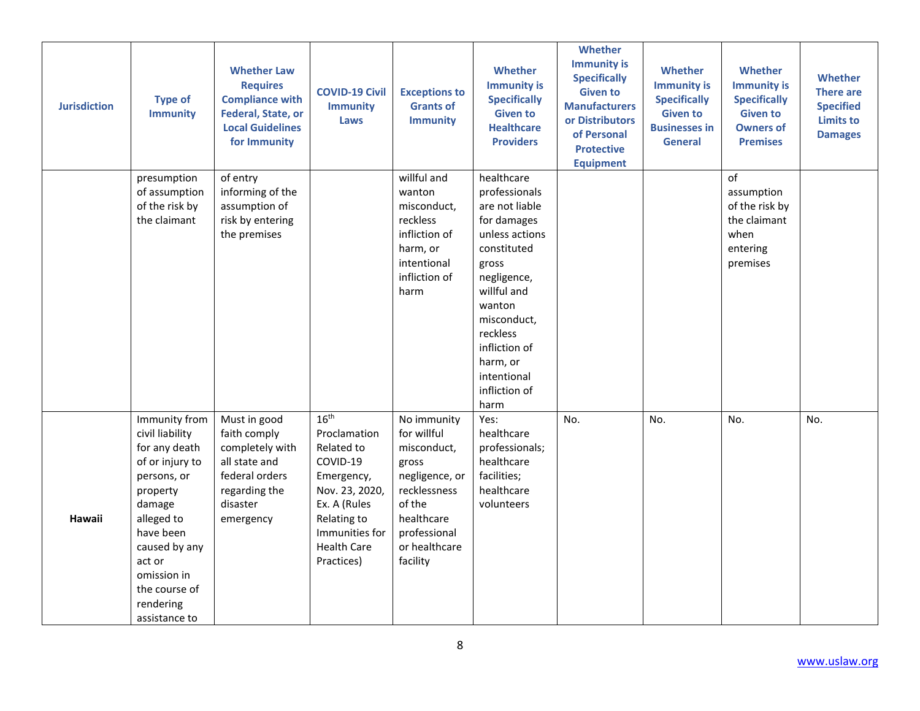| Jurisdiction | Type of Immunity | Whether Law Requires Compliance with Federal, State, or Local Guidelines for Immunity | COVID-19 Civil Immunity Laws | Exceptions to Grants of Immunity | Whether Immunity is Specifically Given to Healthcare Providers | Whether Immunity is Specifically Given to Manufacturers or Distributors of Personal Protective Equipment | Whether Immunity is Specifically Given to Businesses in General | Whether Immunity is Specifically Given to Owners of Premises | Whether There are Specified Limits to Damages |
|---|---|---|---|---|---|---|---|---|---|
| | presumption of assumption of the risk by the claimant | of entry informing of the assumption of risk by entering the premises | | willful and wanton misconduct, reckless infliction of harm, or intentional infliction of harm | healthcare professionals are not liable for damages unless actions constituted gross negligence, willful and wanton misconduct, reckless infliction of harm, or intentional infliction of harm | | | of assumption of the risk by the claimant when entering premises | |
| **Hawaii** | Immunity from civil liability for any death of or injury to persons, or property damage alleged to have been caused by any act or omission in the course of rendering assistance to | Must in good faith comply completely with all state and federal orders regarding the disaster emergency | 16th Proclamation Related to COVID-19 Emergency, Nov. 23, 2020, Ex. A (Rules Relating to Immunities for Health Care Practices) | No immunity for willful misconduct, gross negligence, or recklessness of the healthcare professional or healthcare facility | Yes: healthcare professionals; healthcare facilities; healthcare volunteers | No. | No. | No. | No. |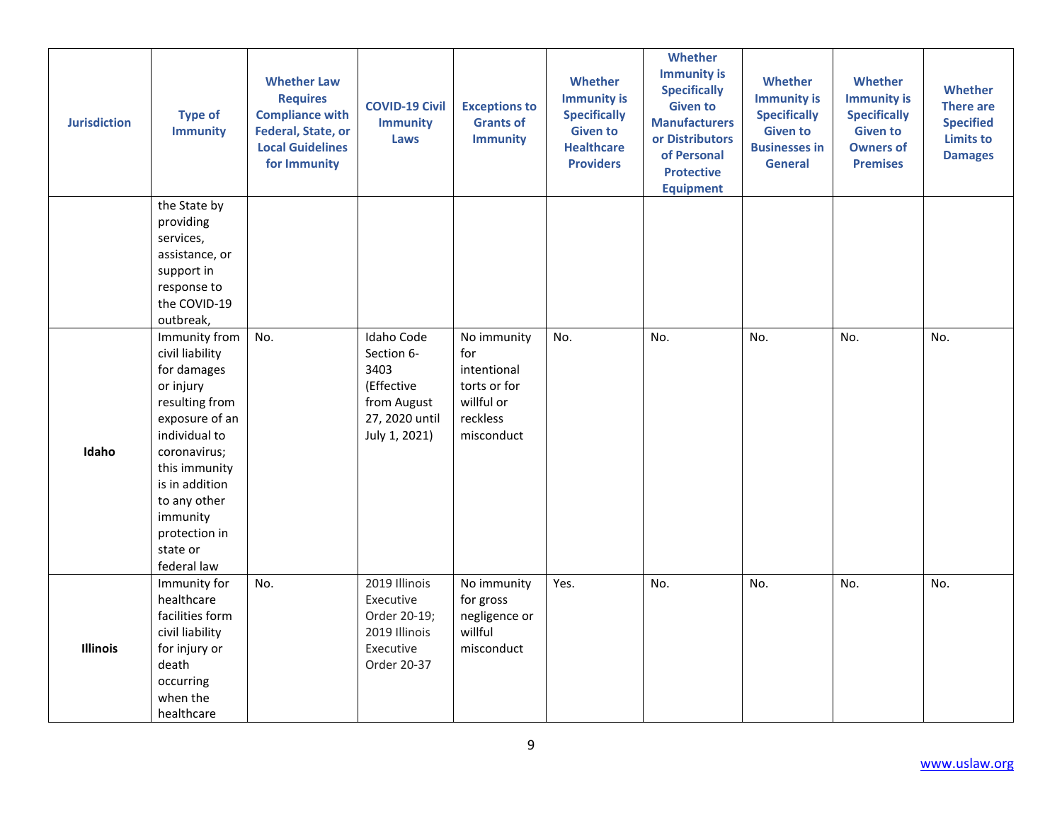| Jurisdiction | Type of Immunity | Whether Law Requires Compliance with Federal, State, or Local Guidelines for Immunity | COVID-19 Civil Immunity Laws | Exceptions to Grants of Immunity | Whether Immunity is Specifically Given to Healthcare Providers | Whether Immunity is Specifically Given to Manufacturers or Distributors of Personal Protective Equipment | Whether Immunity is Specifically Given to Businesses in General | Whether Immunity is Specifically Given to Owners of Premises | Whether There are Specified Limits to Damages |
|---|---|---|---|---|---|---|---|---|---|
| | the State by providing services, assistance, or support in response to the COVID-19 outbreak, | | | | | | | | |
| **Idaho** | Immunity from civil liability for damages or injury resulting from exposure of an individual to coronavirus; this immunity is in addition to any other immunity protection in state or federal law | No. | Idaho Code Section 6-3403 (Effective from August 27, 2020 until July 1, 2021) | No immunity for intentional torts or for willful or reckless misconduct | No. | No. | No. | No. | No. |
| **Illinois** | Immunity for healthcare facilities form civil liability for injury or death occurring when the healthcare | No. | 2019 Illinois Executive Order 20-19; 2019 Illinois Executive Order 20-37 | No immunity for gross negligence or willful misconduct | Yes. | No. | No. | No. | No. |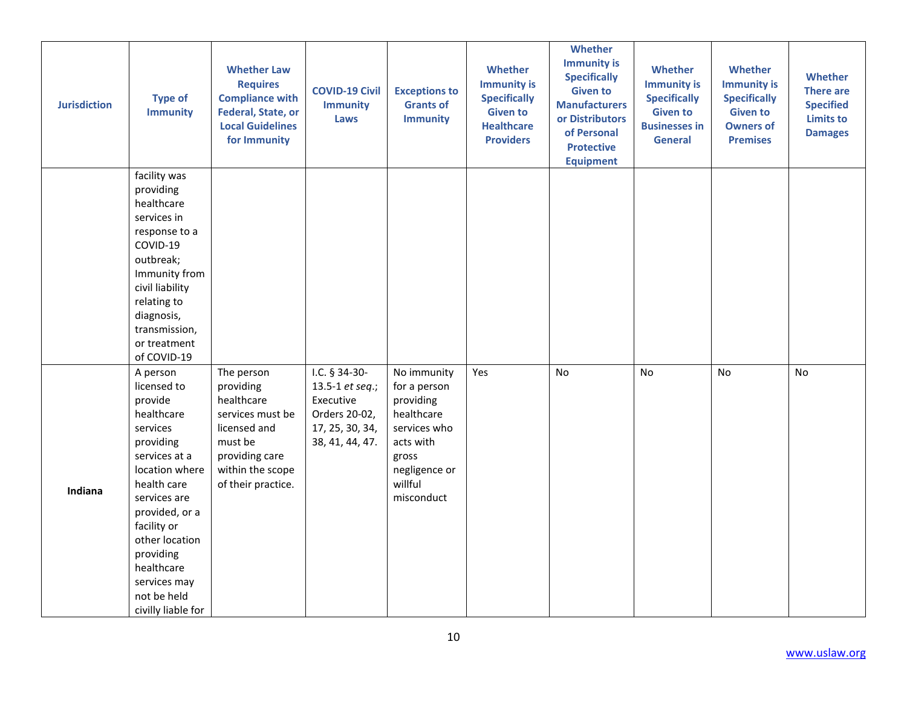| Jurisdiction | Type of Immunity | Whether Law Requires Compliance with Federal, State, or Local Guidelines for Immunity | COVID-19 Civil Immunity Laws | Exceptions to Grants of Immunity | Whether Immunity is Specifically Given to Healthcare Providers | Whether Immunity is Specifically Given to Manufacturers or Distributors of Personal Protective Equipment | Whether Immunity is Specifically Given to Businesses in General | Whether Immunity is Specifically Given to Owners of Premises | Whether There are Specified Limits to Damages |
|---|---|---|---|---|---|---|---|---|---|
| | facility was providing healthcare services in response to a COVID-19 outbreak; Immunity from civil liability relating to diagnosis, transmission, or treatment of COVID-19 | | | | | | | | |
| **Indiana** | A person licensed to provide healthcare services providing services at a location where health care services are provided, or a facility or other location providing healthcare services may not be held civilly liable for | The person providing healthcare services must be licensed and must be providing care within the scope of their practice. | I.C. § 34-30-13.5-1 *et seq.*; Executive Orders 20-02, 17, 25, 30, 34, 38, 41, 44, 47. | No immunity for a person providing healthcare services who acts with gross negligence or willful misconduct | Yes | No | No | No | No |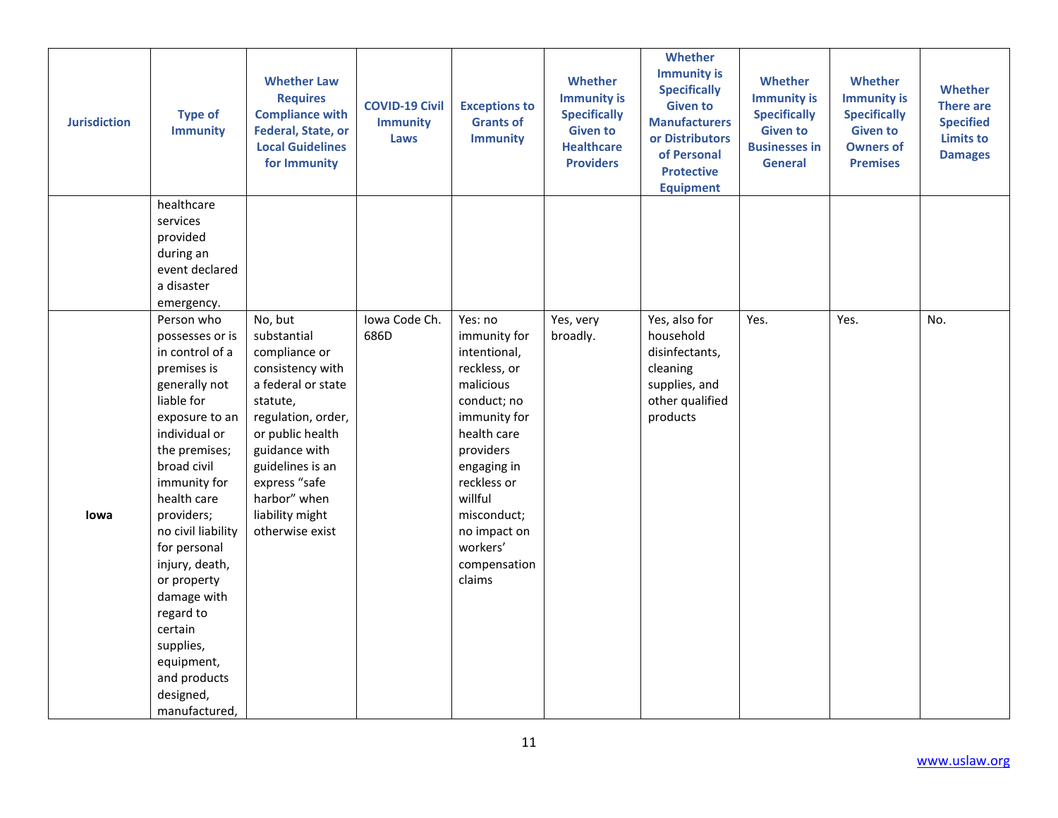| Jurisdiction | Type of Immunity | Whether Law Requires Compliance with Federal, State, or Local Guidelines for Immunity | COVID-19 Civil Immunity Laws | Exceptions to Grants of Immunity | Whether Immunity is Specifically Given to Healthcare Providers | Whether Immunity is Specifically Given to Manufacturers or Distributors of Personal Protective Equipment | Whether Immunity is Specifically Given to Businesses in General | Whether Immunity is Specifically Given to Owners of Premises | Whether There are Specified Limits to Damages |
|---|---|---|---|---|---|---|---|---|---|
| | healthcare services provided during an event declared a disaster emergency. | | | | | | | | |
| **Iowa** | Person who possesses or is in control of a premises is generally not liable for exposure to an individual or the premises; broad civil immunity for health care providers; no civil liability for personal injury, death, or property damage with regard to certain supplies, equipment, and products designed, manufactured, | No, but substantial compliance or consistency with a federal or state statute, regulation, order, or public health guidance with guidelines is an express "safe harbor" when liability might otherwise exist | Iowa Code Ch. 686D | Yes: no immunity for intentional, reckless, or malicious conduct; no immunity for health care providers engaging in reckless or willful misconduct; no impact on workers' compensation claims | Yes, very broadly. | Yes, also for household disinfectants, cleaning supplies, and other qualified products | Yes. | Yes. | No. |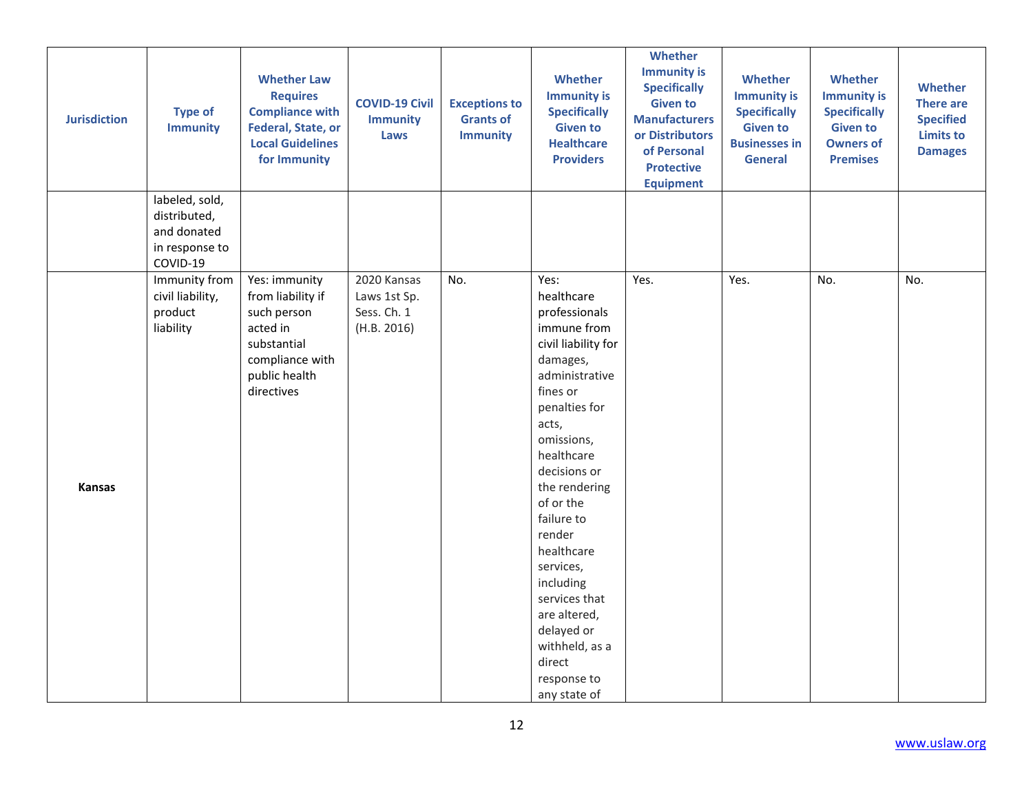| Jurisdiction | Type of Immunity | Whether Law Requires Compliance with Federal, State, or Local Guidelines for Immunity | COVID-19 Civil Immunity Laws | Exceptions to Grants of Immunity | Whether Immunity is Specifically Given to Healthcare Providers | Whether Immunity is Specifically Given to Manufacturers or Distributors of Personal Protective Equipment | Whether Immunity is Specifically Given to Businesses in General | Whether Immunity is Specifically Given to Owners of Premises | Whether There are Specified Limits to Damages |
|---|---|---|---|---|---|---|---|---|---|
| | labeled, sold, distributed, and donated in response to COVID-19 | | | | | | | | |
| **Kansas** | Immunity from civil liability, product liability | Yes: immunity from liability if such person acted in substantial compliance with public health directives | 2020 Kansas Laws 1st Sp. Sess. Ch. 1 (H.B. 2016) | No. | Yes: healthcare professionals immune from civil liability for damages, administrative fines or penalties for acts, omissions, healthcare decisions or the rendering of or the failure to render healthcare services, including services that are altered, delayed or withheld, as a direct response to any state of | Yes. | Yes. | No. | No. |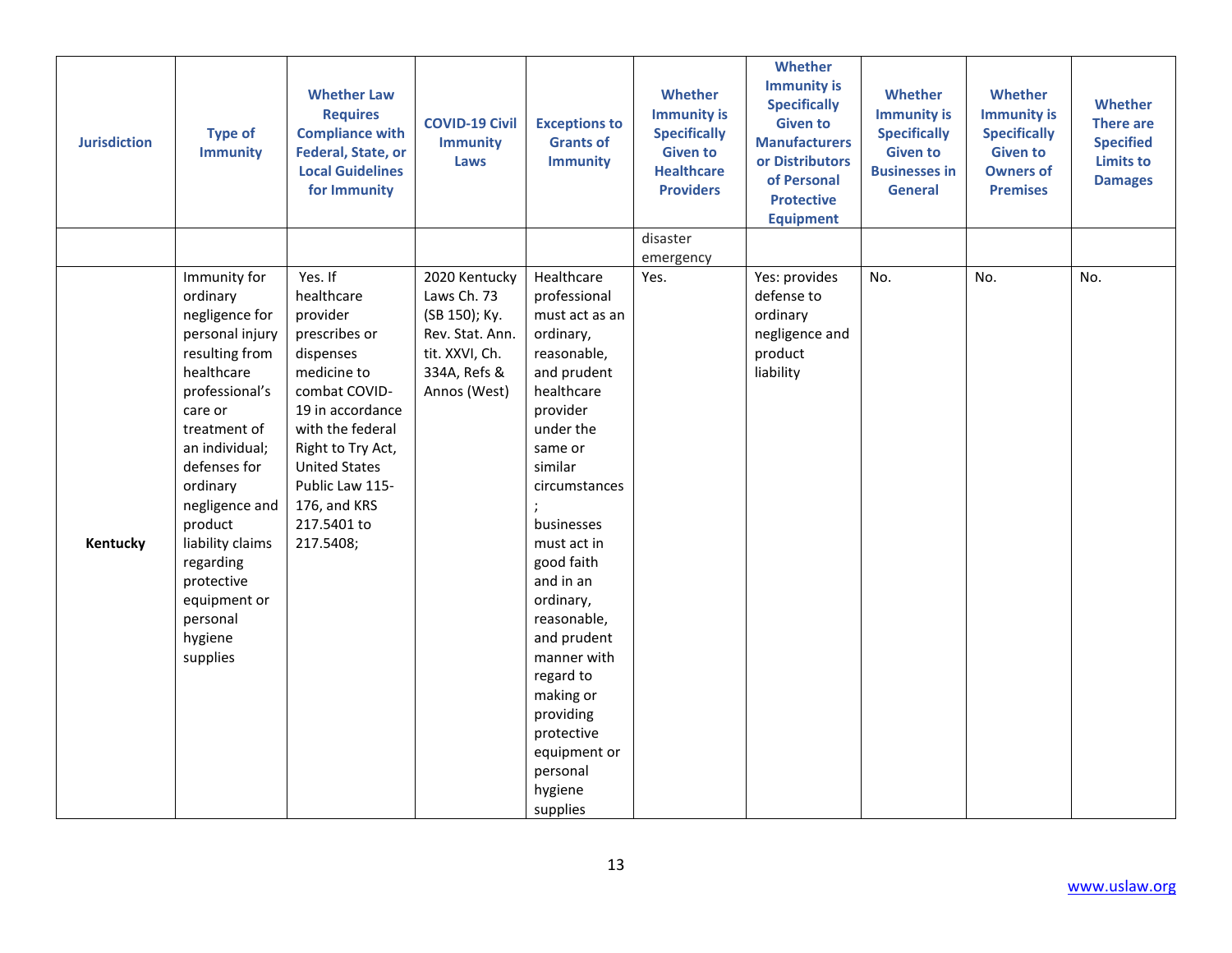| Jurisdiction | Type of Immunity | Whether Law Requires Compliance with Federal, State, or Local Guidelines for Immunity | COVID-19 Civil Immunity Laws | Exceptions to Grants of Immunity | Whether Immunity is Specifically Given to Healthcare Providers | Whether Immunity is Specifically Given to Manufacturers or Distributors of Personal Protective Equipment | Whether Immunity is Specifically Given to Businesses in General | Whether Immunity is Specifically Given to Owners of Premises | Whether There are Specified Limits to Damages |
|---|---|---|---|---|---|---|---|---|---|
| | | | | | disaster emergency | | | | |
| **Kentucky** | Immunity for ordinary negligence for personal injury resulting from healthcare professional's care or treatment of an individual; defenses for ordinary negligence and product liability claims regarding protective equipment or personal hygiene supplies | Yes. If healthcare provider prescribes or dispenses medicine to combat COVID-19 in accordance with the federal Right to Try Act, United States Public Law 115-176, and KRS 217.5401 to 217.5408; | 2020 Kentucky Laws Ch. 73 (SB 150); Ky. Rev. Stat. Ann. tit. XXVI, Ch. 334A, Refs & Annos (West) | Healthcare professional must act as an ordinary, reasonable, and prudent healthcare provider under the same or similar circumstances; businesses must act in good faith and in an ordinary, reasonable, and prudent manner with regard to making or providing protective equipment or personal hygiene supplies | Yes. | Yes: provides defense to ordinary negligence and product liability | No. | No. | No. |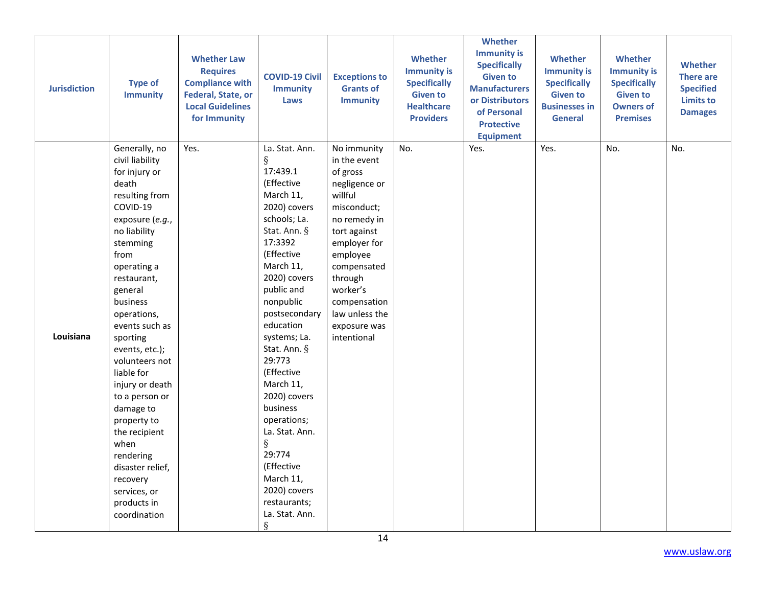| Jurisdiction | Type of Immunity | Whether Law Requires Compliance with Federal, State, or Local Guidelines for Immunity | COVID-19 Civil Immunity Laws | Exceptions to Grants of Immunity | Whether Immunity is Specifically Given to Healthcare Providers | Whether Immunity is Specifically Given to Manufacturers or Distributors of Personal Protective Equipment | Whether Immunity is Specifically Given to Businesses in General | Whether Immunity is Specifically Given to Owners of Premises | Whether There are Specified Limits to Damages |
|---|---|---|---|---|---|---|---|---|---|
| **Louisiana** | Generally, no civil liability for injury or death resulting from COVID-19 exposure (*e.g.*, no liability stemming from operating a restaurant, general business operations, events such as sporting events, etc.); volunteers not liable for injury or death to a person or damage to property to the recipient when rendering disaster relief, recovery services, or products in coordination | Yes. | La. Stat. Ann. § 17:439.1 (Effective March 11, 2020) covers schools; La. Stat. Ann. § 17:3392 (Effective March 11, 2020) covers public and nonpublic postsecondary education systems; La. Stat. Ann. § 29:773 (Effective March 11, 2020) covers business operations; La. Stat. Ann. § 29:774 (Effective March 11, 2020) covers restaurants; La. Stat. Ann. § | No immunity in the event of gross negligence or willful misconduct; no remedy in tort against employer for employee compensated through worker's compensation law unless the exposure was intentional | No. | Yes. | Yes. | No. | No. |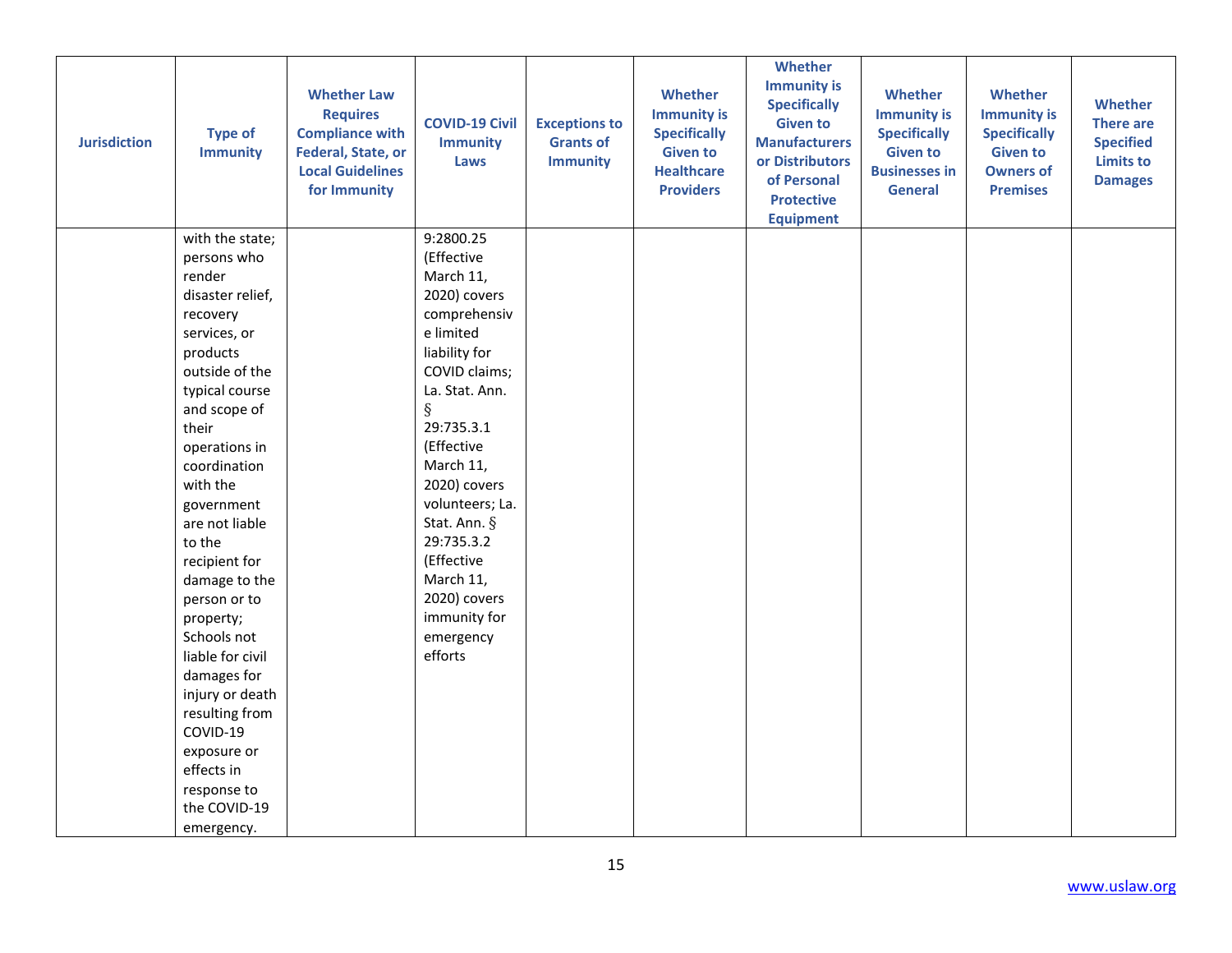| Jurisdiction | Type of Immunity | Whether Law Requires Compliance with Federal, State, or Local Guidelines for Immunity | COVID-19 Civil Immunity Laws | Exceptions to Grants of Immunity | Whether Immunity is Specifically Given to Healthcare Providers | Whether Immunity is Specifically Given to Manufacturers or Distributors of Personal Protective Equipment | Whether Immunity is Specifically Given to Businesses in General | Whether Immunity is Specifically Given to Owners of Premises | Whether There are Specified Limits to Damages |
|---|---|---|---|---|---|---|---|---|---|
| | with the state; persons who render disaster relief, recovery services, or products outside of the typical course and scope of their operations in coordination with the government are not liable to the recipient for damage to the person or to property; Schools not liable for civil damages for injury or death resulting from COVID-19 exposure or effects in response to the COVID-19 emergency. | | 9:2800.25 (Effective March 11, 2020) covers comprehensive limited liability for COVID claims; La. Stat. Ann. § 29:735.3.1 (Effective March 11, 2020) covers volunteers; La. Stat. Ann. § 29:735.3.2 (Effective March 11, 2020) covers immunity for emergency efforts | | | | | | |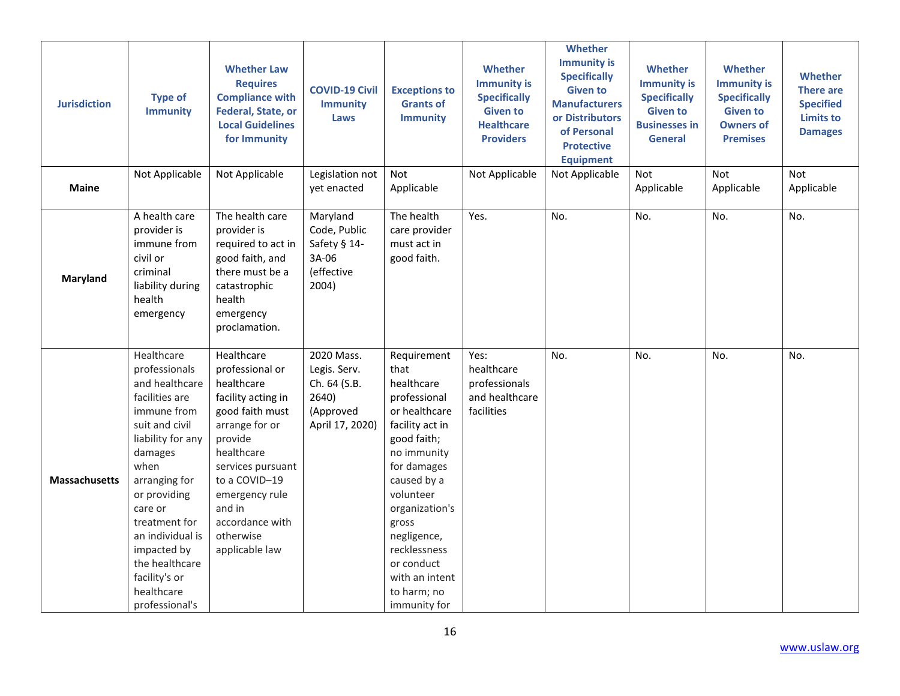| Jurisdiction | Type of Immunity | Whether Law Requires Compliance with Federal, State, or Local Guidelines for Immunity | COVID-19 Civil Immunity Laws | Exceptions to Grants of Immunity | Whether Immunity is Specifically Given to Healthcare Providers | Whether Immunity is Specifically Given to Manufacturers or Distributors of Personal Protective Equipment | Whether Immunity is Specifically Given to Businesses in General | Whether Immunity is Specifically Given to Owners of Premises | Whether There are Specified Limits to Damages |
|---|---|---|---|---|---|---|---|---|---|
| **Maine** | Not Applicable | Not Applicable | Legislation not yet enacted | Not Applicable | Not Applicable | Not Applicable | Not Applicable | Not Applicable | Not Applicable |
| **Maryland** | A health care provider is immune from civil or criminal liability during health emergency | The health care provider is required to act in good faith, and there must be a catastrophic health emergency proclamation. | Maryland Code, Public Safety § 14-3A-06 (effective 2004) | The health care provider must act in good faith. | Yes. | No. | No. | No. | No. |
| **Massachusetts** | Healthcare professionals and healthcare facilities are immune from suit and civil liability for any damages when arranging for or providing care or treatment for an individual is impacted by the healthcare facility's or healthcare professional's | Healthcare professional or healthcare facility acting in good faith must arrange for or provide healthcare services pursuant to a COVID–19 emergency rule and in accordance with otherwise applicable law | 2020 Mass. Legis. Serv. Ch. 64 (S.B. 2640) (Approved April 17, 2020) | Requirement that healthcare professional or healthcare facility act in good faith; no immunity for damages caused by a volunteer organization's gross negligence, recklessness or conduct with an intent to harm; no immunity for | Yes: healthcare professionals and healthcare facilities | No. | No. | No. | No. |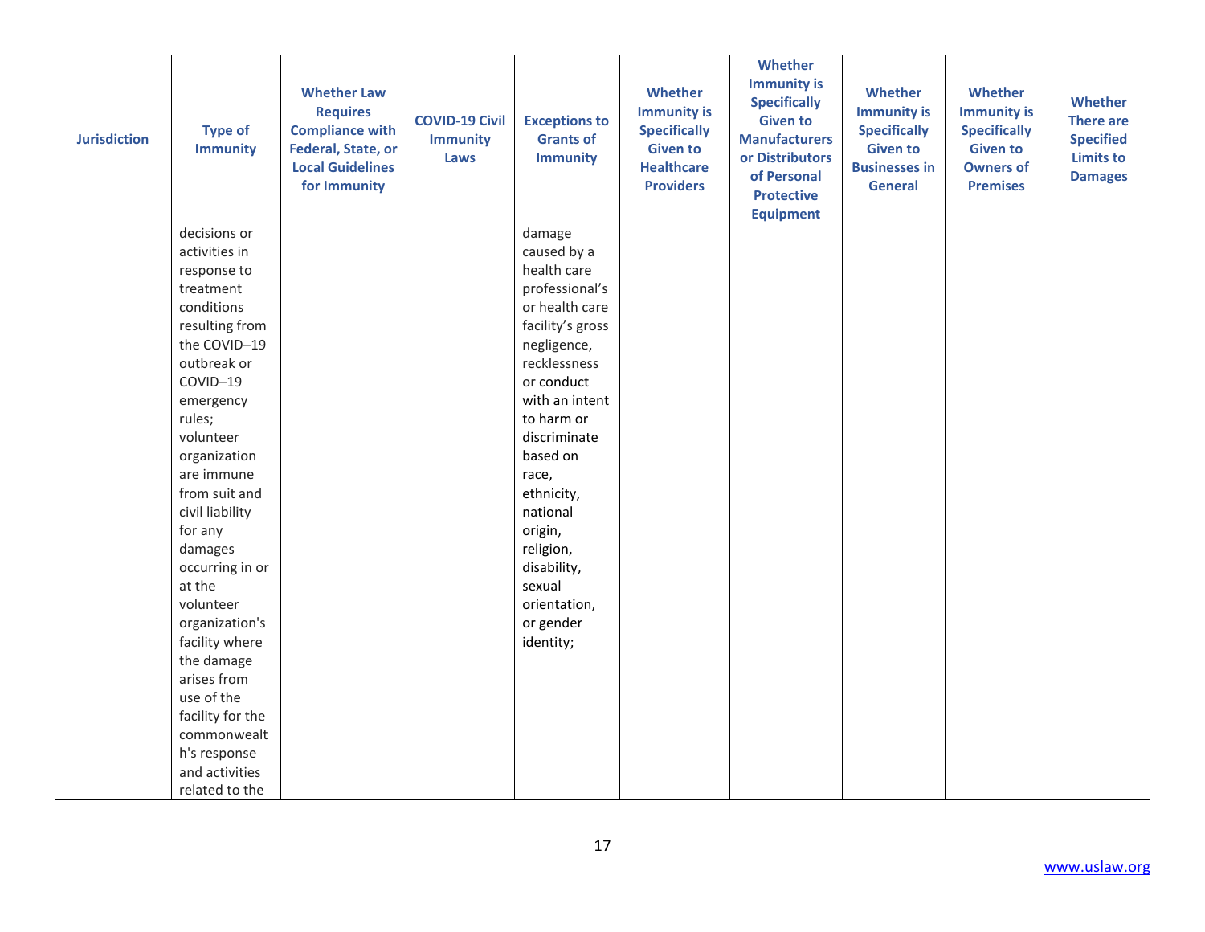| Jurisdiction | Type of Immunity | Whether Law Requires Compliance with Federal, State, or Local Guidelines for Immunity | COVID-19 Civil Immunity Laws | Exceptions to Grants of Immunity | Whether Immunity is Specifically Given to Healthcare Providers | Whether Immunity is Specifically Given to Manufacturers or Distributors of Personal Protective Equipment | Whether Immunity is Specifically Given to Businesses in General | Whether Immunity is Specifically Given to Owners of Premises | Whether There are Specified Limits to Damages |
|---|---|---|---|---|---|---|---|---|---|
| | decisions or activities in response to treatment conditions resulting from the COVID–19 outbreak or COVID–19 emergency rules; volunteer organization are immune from suit and civil liability for any damages occurring in or at the volunteer organization's facility where the damage arises from use of the facility for the commonwealth's response and activities related to the | | | damage caused by a health care professional's or health care facility's gross negligence, recklessness or conduct with an intent to harm or discriminate based on race, ethnicity, national origin, religion, disability, sexual orientation, or gender identity; | | | | | |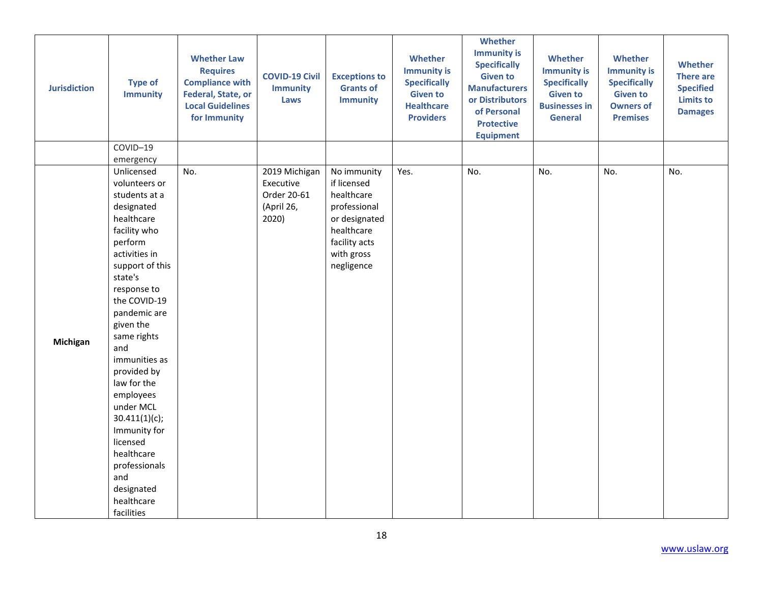| Jurisdiction | Type of Immunity | Whether Law Requires Compliance with Federal, State, or Local Guidelines for Immunity | COVID-19 Civil Immunity Laws | Exceptions to Grants of Immunity | Whether Immunity is Specifically Given to Healthcare Providers | Whether Immunity is Specifically Given to Manufacturers or Distributors of Personal Protective Equipment | Whether Immunity is Specifically Given to Businesses in General | Whether Immunity is Specifically Given to Owners of Premises | Whether There are Specified Limits to Damages |
|---|---|---|---|---|---|---|---|---|---|
| | COVID–19 emergency | | | | | | | | |
| **Michigan** | Unlicensed volunteers or students at a designated healthcare facility who perform activities in support of this state's response to the COVID-19 pandemic are given the same rights and immunities as provided by law for the employees under MCL 30.411(1)(c); Immunity for licensed healthcare professionals and designated healthcare facilities | No. | 2019 Michigan Executive Order 20-61 (April 26, 2020) | No immunity if licensed healthcare professional or designated healthcare facility acts with gross negligence | Yes. | No. | No. | No. | No. |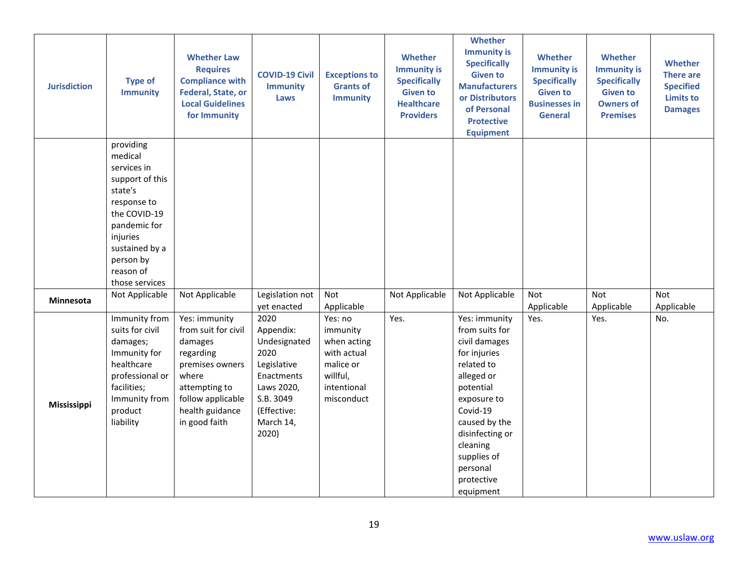| Jurisdiction | Type of Immunity | Whether Law Requires Compliance with Federal, State, or Local Guidelines for Immunity | COVID-19 Civil Immunity Laws | Exceptions to Grants of Immunity | Whether Immunity is Specifically Given to Healthcare Providers | Whether Immunity is Specifically Given to Manufacturers or Distributors of Personal Protective Equipment | Whether Immunity is Specifically Given to Businesses in General | Whether Immunity is Specifically Given to Owners of Premises | Whether There are Specified Limits to Damages |
|---|---|---|---|---|---|---|---|---|---|
| | providing medical services in support of this state's response to the COVID-19 pandemic for injuries sustained by a person by reason of those services | | | | | | | | |
| **Minnesota** | Not Applicable | Not Applicable | Legislation not yet enacted | Not Applicable | Not Applicable | Not Applicable | Not Applicable | Not Applicable | Not Applicable |
| **Mississippi** | Immunity from suits for civil damages; Immunity for healthcare professional or facilities; Immunity from product liability | Yes: immunity from suit for civil damages regarding premises owners where attempting to follow applicable health guidance in good faith | 2020 Appendix: Undesignated 2020 Legislative Enactments Laws 2020, S.B. 3049 (Effective: March 14, 2020) | Yes: no immunity when acting with actual malice or willful, intentional misconduct | Yes. | Yes: immunity from suits for civil damages for injuries related to alleged or potential exposure to Covid-19 caused by the disinfecting or cleaning supplies of personal protective equipment | Yes. | Yes. | No. |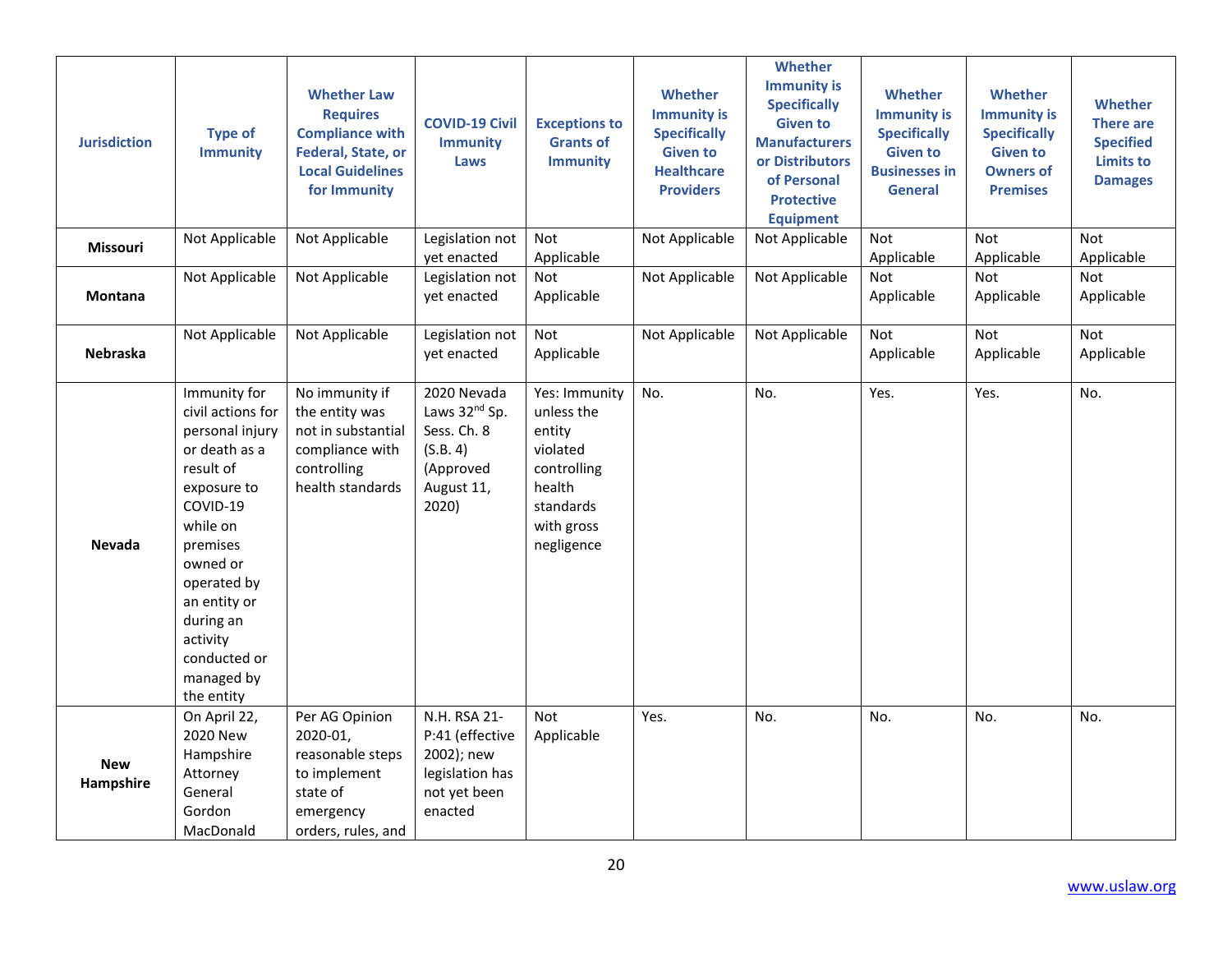| Jurisdiction | Type of Immunity | Whether Law Requires Compliance with Federal, State, or Local Guidelines for Immunity | COVID-19 Civil Immunity Laws | Exceptions to Grants of Immunity | Whether Immunity is Specifically Given to Healthcare Providers | Whether Immunity is Specifically Given to Manufacturers or Distributors of Personal Protective Equipment | Whether Immunity is Specifically Given to Businesses in General | Whether Immunity is Specifically Given to Owners of Premises | Whether There are Specified Limits to Damages |
|---|---|---|---|---|---|---|---|---|---|
| **Missouri** | Not Applicable | Not Applicable | Legislation not yet enacted | Not Applicable | Not Applicable | Not Applicable | Not Applicable | Not Applicable | Not Applicable |
| **Montana** | Not Applicable | Not Applicable | Legislation not yet enacted | Not Applicable | Not Applicable | Not Applicable | Not Applicable | Not Applicable | Not Applicable |
| **Nebraska** | Not Applicable | Not Applicable | Legislation not yet enacted | Not Applicable | Not Applicable | Not Applicable | Not Applicable | Not Applicable | Not Applicable |
| **Nevada** | Immunity for civil actions for personal injury or death as a result of exposure to COVID-19 while on premises owned or operated by an entity or during an activity conducted or managed by the entity | No immunity if the entity was not in substantial compliance with controlling health standards | 2020 Nevada Laws 32nd Sp. Sess. Ch. 8 (S.B. 4) (Approved August 11, 2020) | Yes: Immunity unless the entity violated controlling health standards with gross negligence | No. | No. | Yes. | Yes. | No. |
| **New Hampshire** | On April 22, 2020 New Hampshire Attorney General Gordon MacDonald | Per AG Opinion 2020-01, reasonable steps to implement state of emergency orders, rules, and | N.H. RSA 21-P:41 (effective 2002); new legislation has not yet been enacted | Not Applicable | Yes. | No. | No. | No. | No. |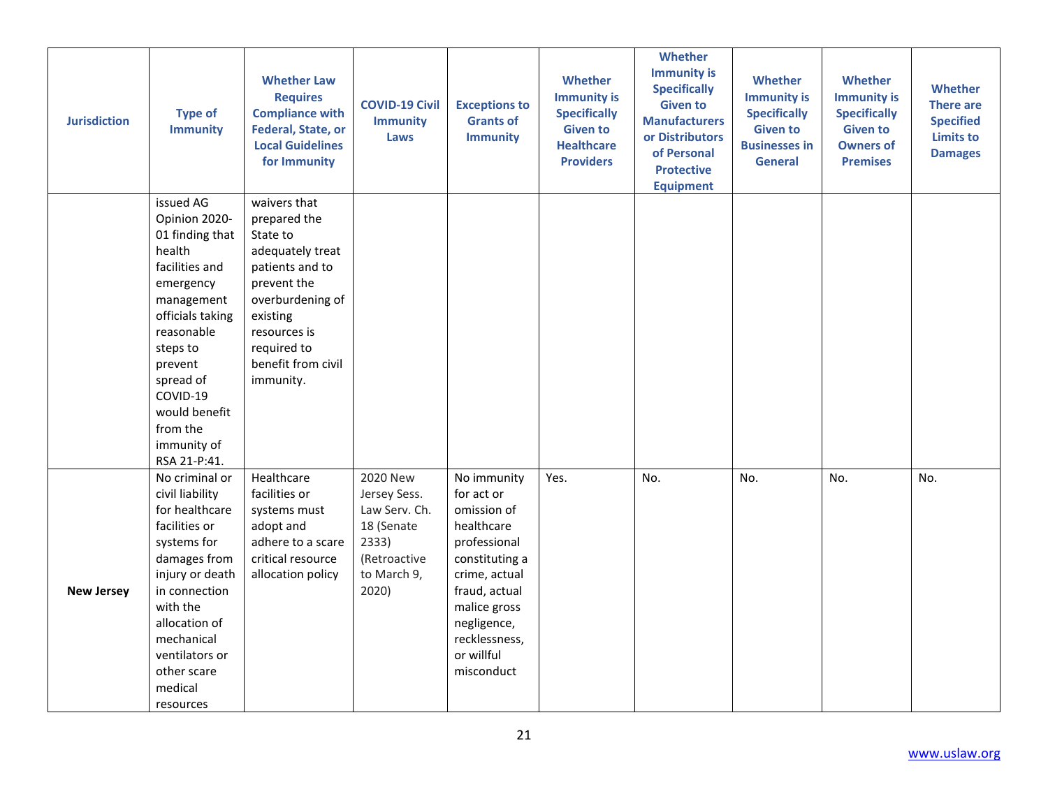| Jurisdiction | Type of Immunity | Whether Law Requires Compliance with Federal, State, or Local Guidelines for Immunity | COVID-19 Civil Immunity Laws | Exceptions to Grants of Immunity | Whether Immunity is Specifically Given to Healthcare Providers | Whether Immunity is Specifically Given to Manufacturers or Distributors of Personal Protective Equipment | Whether Immunity is Specifically Given to Businesses in General | Whether Immunity is Specifically Given to Owners of Premises | Whether There are Specified Limits to Damages |
|---|---|---|---|---|---|---|---|---|---|
| | issued AG Opinion 2020-01 finding that health facilities and emergency management officials taking reasonable steps to prevent spread of COVID-19 would benefit from the immunity of RSA 21-P:41. | waivers that prepared the State to adequately treat patients and to prevent the overburdening of existing resources is required to benefit from civil immunity. | | | | | | | |
| **New Jersey** | No criminal or civil liability for healthcare facilities or systems for damages from injury or death in connection with the allocation of mechanical ventilators or other scare medical resources | Healthcare facilities or systems must adopt and adhere to a scare critical resource allocation policy | 2020 New Jersey Sess. Law Serv. Ch. 18 (Senate 2333) (Retroactive to March 9, 2020) | No immunity for act or omission of healthcare professional constituting a crime, actual fraud, actual malice gross negligence, recklessness, or willful misconduct | Yes. | No. | No. | No. | No. |

www.uslaw.org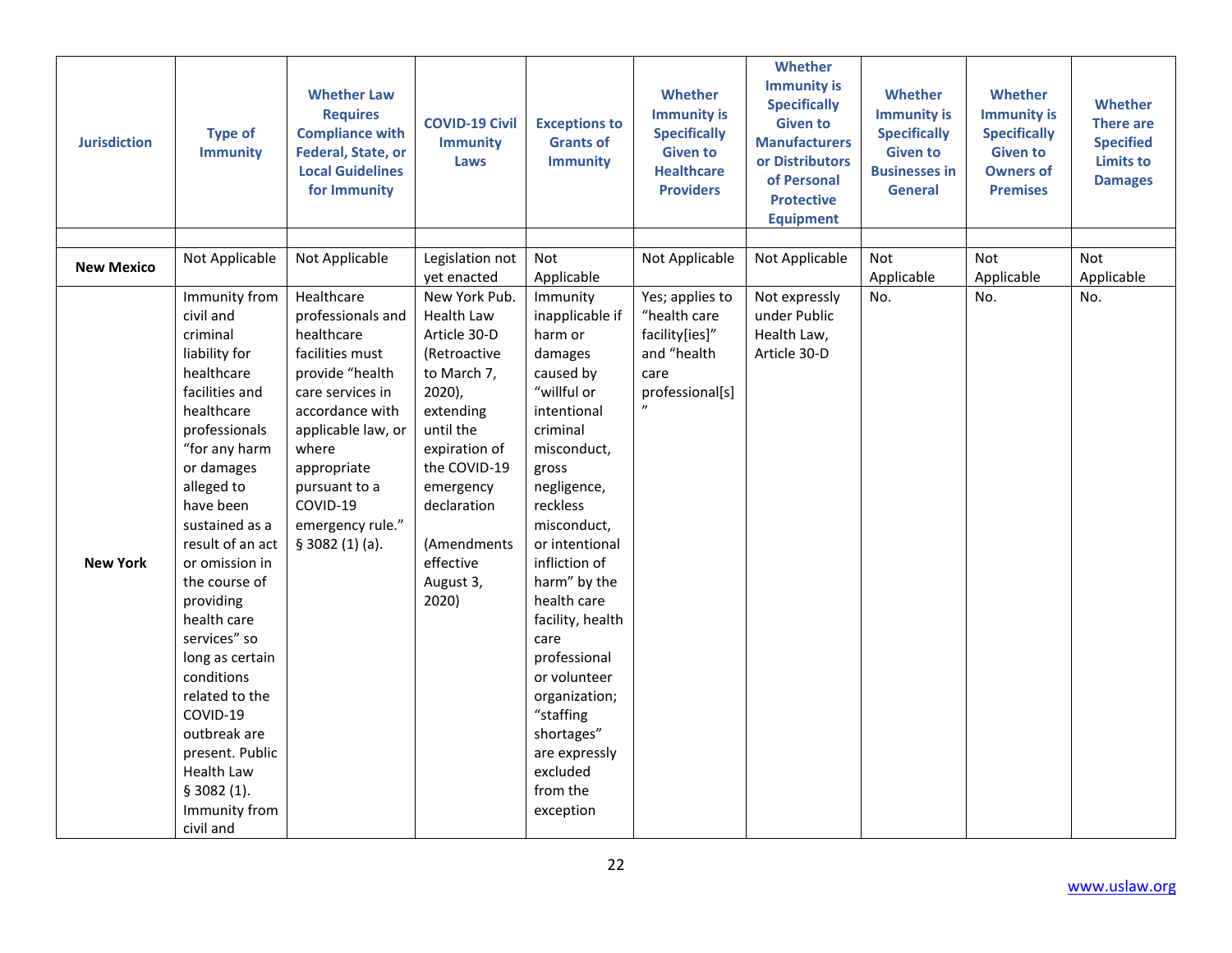| Jurisdiction | Type of Immunity | Whether Law Requires Compliance with Federal, State, or Local Guidelines for Immunity | COVID-19 Civil Immunity Laws | Exceptions to Grants of Immunity | Whether Immunity is Specifically Given to Healthcare Providers | Whether Immunity is Specifically Given to Manufacturers or Distributors of Personal Protective Equipment | Whether Immunity is Specifically Given to Businesses in General | Whether Immunity is Specifically Given to Owners of Premises | Whether There are Specified Limits to Damages |
|---|---|---|---|---|---|---|---|---|---|
| | | | | | | | | | |
| **New Mexico** | Not Applicable | Not Applicable | Legislation not yet enacted | Not Applicable | Not Applicable | Not Applicable | Not Applicable | Not Applicable | Not Applicable |
| **New York** | Immunity from civil and criminal liability for healthcare facilities and healthcare professionals "for any harm or damages alleged to have been sustained as a result of an act or omission in the course of providing health care services" so long as certain conditions related to the COVID-19 outbreak are present. Public Health Law § 3082 (1). Immunity from civil and | Healthcare professionals and healthcare facilities must provide "health care services in accordance with applicable law, or where appropriate pursuant to a COVID-19 emergency rule." § 3082 (1) (a). | New York Pub. Health Law Article 30-D (Retroactive to March 7, 2020), extending until the expiration of the COVID-19 emergency declaration<br><br>(Amendments effective August 3, 2020) | Immunity inapplicable if harm or damages caused by "willful or intentional criminal misconduct, gross negligence, reckless misconduct, or intentional infliction of harm" by the health care facility, health care professional or volunteer organization; "staffing shortages" are expressly excluded from the exception | Yes; applies to "health care facility[ies]" and "health care professional[s]" | Not expressly under Public Health Law, Article 30-D | No. | No. | No. |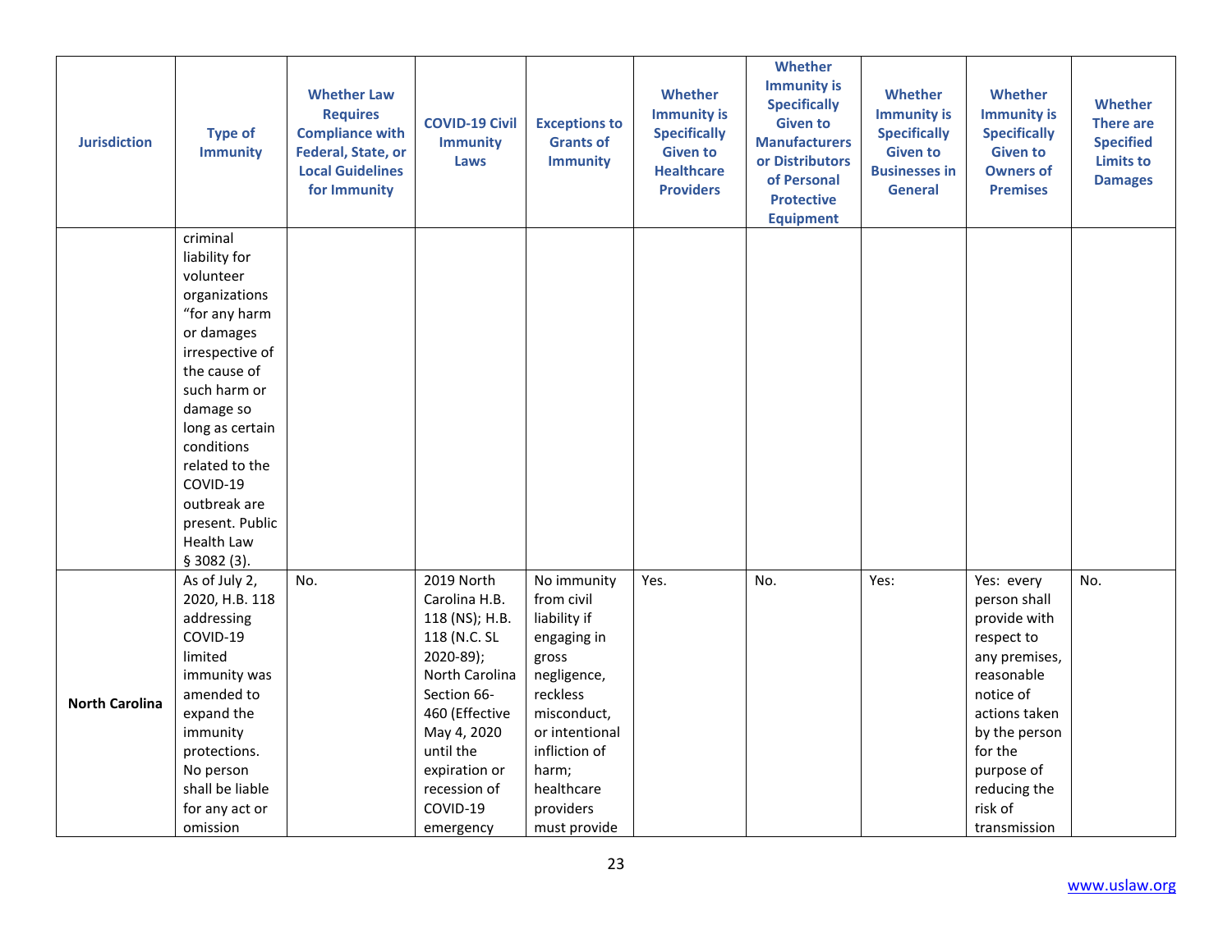| Jurisdiction | Type of Immunity | Whether Law Requires Compliance with Federal, State, or Local Guidelines for Immunity | COVID-19 Civil Immunity Laws | Exceptions to Grants of Immunity | Whether Immunity is Specifically Given to Healthcare Providers | Whether Immunity is Specifically Given to Manufacturers or Distributors of Personal Protective Equipment | Whether Immunity is Specifically Given to Businesses in General | Whether Immunity is Specifically Given to Owners of Premises | Whether There are Specified Limits to Damages |
|---|---|---|---|---|---|---|---|---|---|
| | criminal liability for volunteer organizations "for any harm or damages irrespective of the cause of such harm or damage so long as certain conditions related to the COVID-19 outbreak are present. Public Health Law § 3082 (3). | | | | | | | | |
| **North Carolina** | As of July 2, 2020, H.B. 118 addressing COVID-19 limited immunity was amended to expand the immunity protections. No person shall be liable for any act or omission | No. | 2019 North Carolina H.B. 118 (NS); H.B. 118 (N.C. SL 2020-89); North Carolina Section 66-460 (Effective May 4, 2020 until the expiration or recession of COVID-19 emergency | No immunity from civil liability if engaging in gross negligence, reckless misconduct, or intentional infliction of harm; healthcare providers must provide | Yes. | No. | Yes: | Yes: every person shall provide with respect to any premises, reasonable notice of actions taken by the person for the purpose of reducing the risk of transmission | No. |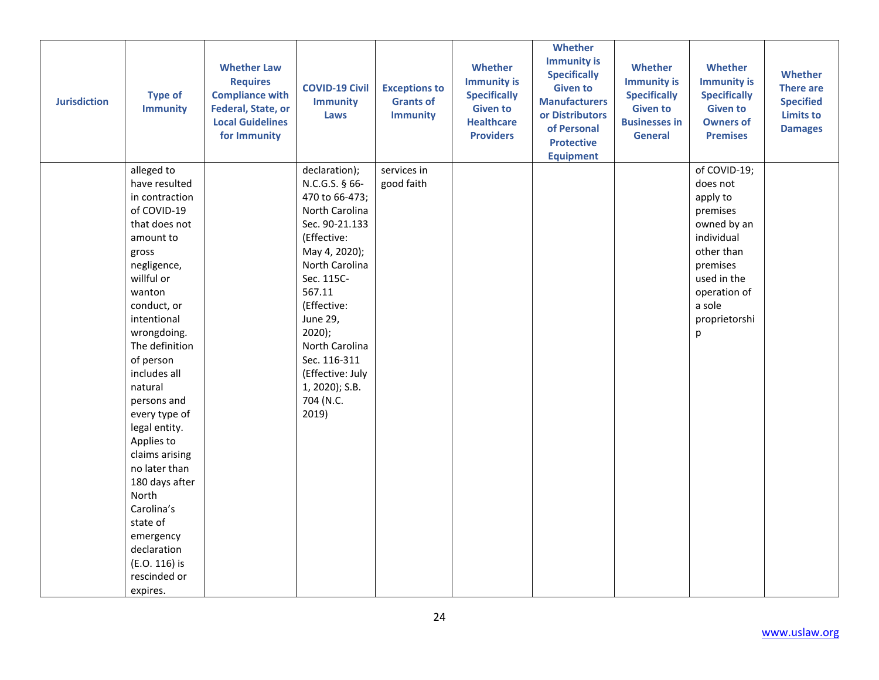| Jurisdiction | Type of Immunity | Whether Law Requires Compliance with Federal, State, or Local Guidelines for Immunity | COVID-19 Civil Immunity Laws | Exceptions to Grants of Immunity | Whether Immunity is Specifically Given to Healthcare Providers | Whether Immunity is Specifically Given to Manufacturers or Distributors of Personal Protective Equipment | Whether Immunity is Specifically Given to Businesses in General | Whether Immunity is Specifically Given to Owners of Premises | Whether There are Specified Limits to Damages |
|---|---|---|---|---|---|---|---|---|---|
| | alleged to have resulted in contraction of COVID-19 that does not amount to gross negligence, willful or wanton conduct, or intentional wrongdoing. The definition of person includes all natural persons and every type of legal entity. Applies to claims arising no later than 180 days after North Carolina's state of emergency declaration (E.O. 116) is rescinded or expires. | | declaration); N.C.G.S. § 66-470 to 66-473; North Carolina Sec. 90-21.133 (Effective: May 4, 2020); North Carolina Sec. 115C-567.11 (Effective: June 29, 2020); North Carolina Sec. 116-311 (Effective: July 1, 2020); S.B. 704 (N.C. 2019) | services in good faith | | | | of COVID-19; does not apply to premises owned by an individual other than premises used in the operation of a sole proprietorship | |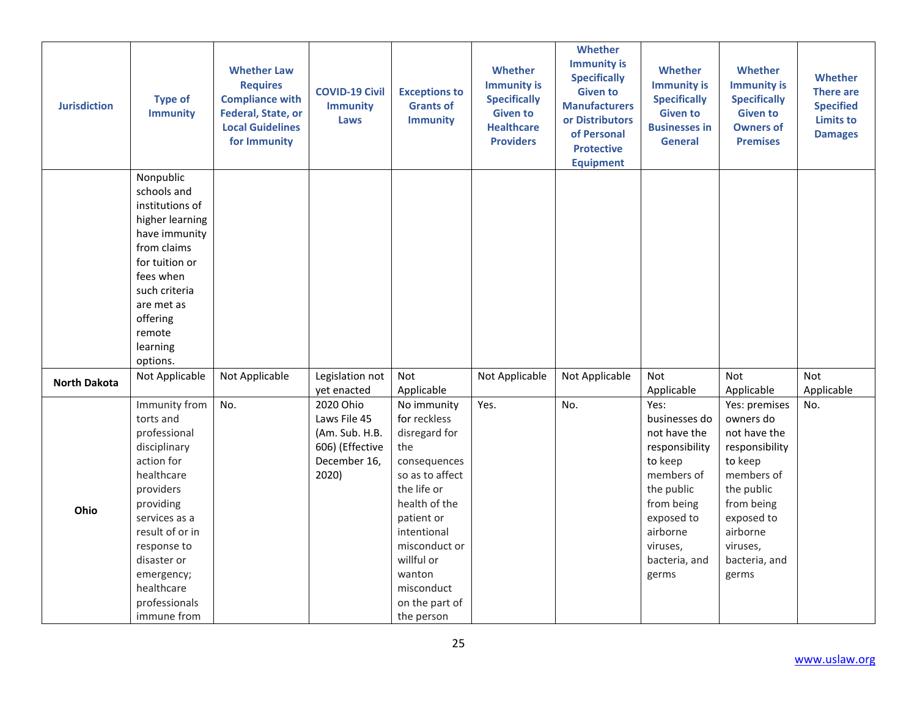| Jurisdiction | Type of Immunity | Whether Law Requires Compliance with Federal, State, or Local Guidelines for Immunity | COVID-19 Civil Immunity Laws | Exceptions to Grants of Immunity | Whether Immunity is Specifically Given to Healthcare Providers | Whether Immunity is Specifically Given to Manufacturers or Distributors of Personal Protective Equipment | Whether Immunity is Specifically Given to Businesses in General | Whether Immunity is Specifically Given to Owners of Premises | Whether There are Specified Limits to Damages |
|---|---|---|---|---|---|---|---|---|---|
| | Nonpublic schools and institutions of higher learning have immunity from claims for tuition or fees when such criteria are met as offering remote learning options. | | | | | | | | |
| **North Dakota** | Not Applicable | Not Applicable | Legislation not yet enacted | Not Applicable | Not Applicable | Not Applicable | Not Applicable | Not Applicable | Not Applicable |
| **Ohio** | Immunity from torts and professional disciplinary action for healthcare providers providing services as a result of or in response to disaster or emergency; healthcare professionals immune from | No. | 2020 Ohio Laws File 45 (Am. Sub. H.B. 606) (Effective December 16, 2020) | No immunity for reckless disregard for the consequences so as to affect the life or health of the patient or intentional misconduct or willful or wanton misconduct on the part of the person | Yes. | No. | Yes: businesses do not have the responsibility to keep members of the public from being exposed to airborne viruses, bacteria, and germs | Yes: premises owners do not have the responsibility to keep members of the public from being exposed to airborne viruses, bacteria, and germs | No. |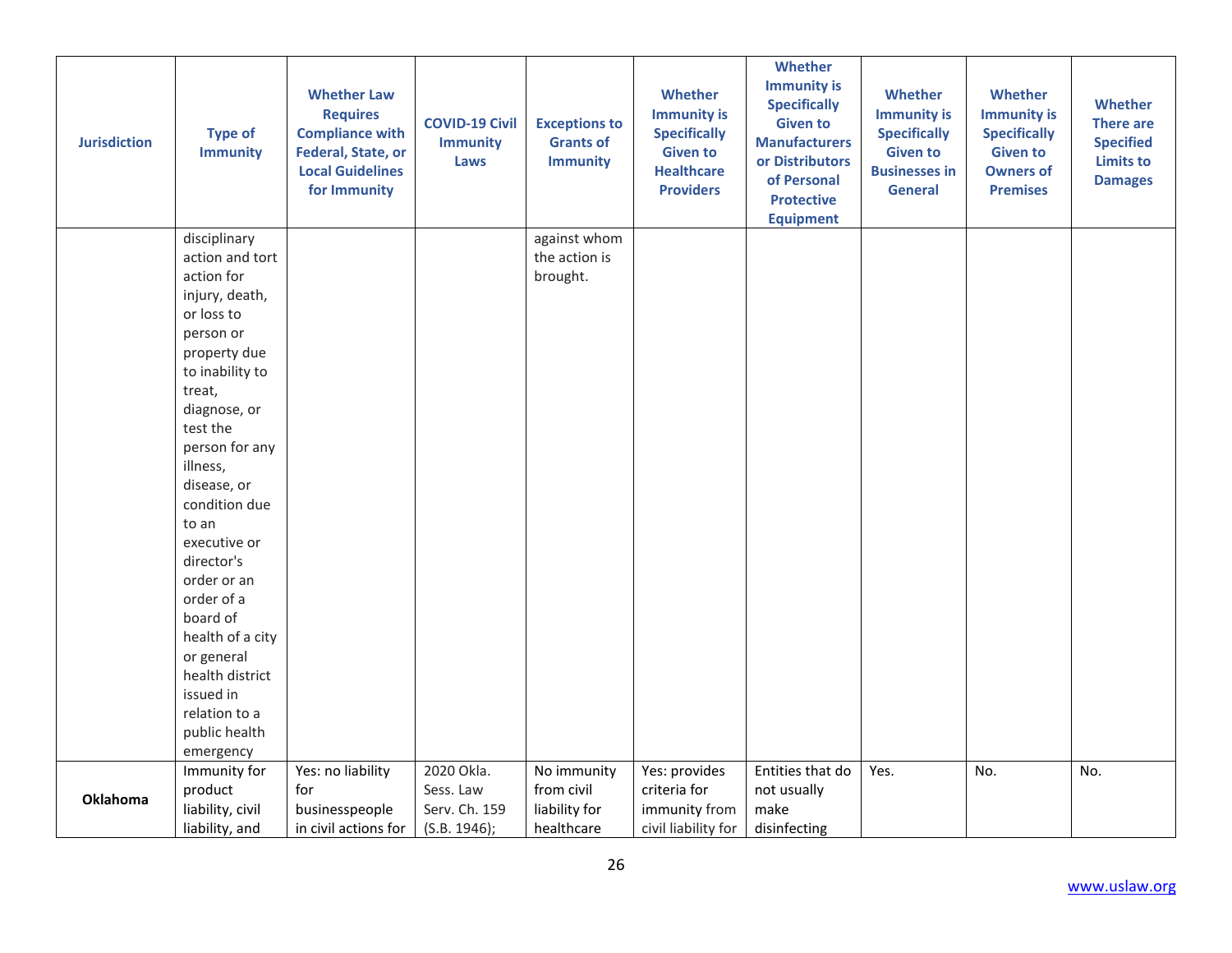| Jurisdiction | Type of Immunity | Whether Law Requires Compliance with Federal, State, or Local Guidelines for Immunity | COVID-19 Civil Immunity Laws | Exceptions to Grants of Immunity | Whether Immunity is Specifically Given to Healthcare Providers | Whether Immunity is Specifically Given to Manufacturers or Distributors of Personal Protective Equipment | Whether Immunity is Specifically Given to Businesses in General | Whether Immunity is Specifically Given to Owners of Premises | Whether There are Specified Limits to Damages |
|---|---|---|---|---|---|---|---|---|---|
| | disciplinary action and tort action for injury, death, or loss to person or property due to inability to treat, diagnose, or test the person for any illness, disease, or condition due to an executive or director's order or an order of a board of health of a city or general health district issued in relation to a public health emergency | | | against whom the action is brought. | | | | | |
| **Oklahoma** | Immunity for product liability, civil liability, and | Yes: no liability for businesspeople in civil actions for | 2020 Okla. Sess. Law Serv. Ch. 159 (S.B. 1946); | No immunity from civil liability for healthcare | Yes: provides criteria for immunity from civil liability for | Entities that do not usually make disinfecting | Yes. | No. | No. |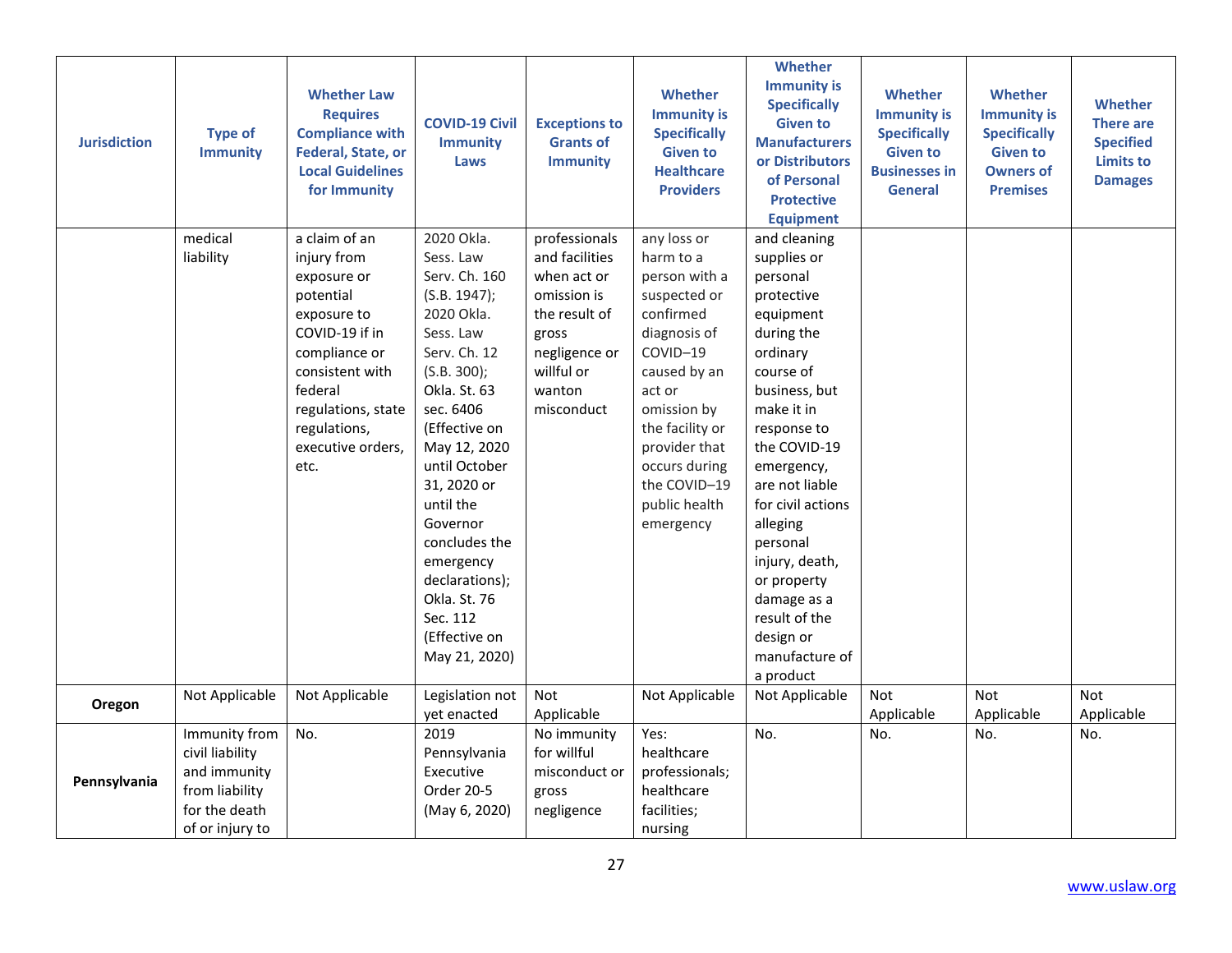| Jurisdiction | Type of Immunity | Whether Law Requires Compliance with Federal, State, or Local Guidelines for Immunity | COVID-19 Civil Immunity Laws | Exceptions to Grants of Immunity | Whether Immunity is Specifically Given to Healthcare Providers | Whether Immunity is Specifically Given to Manufacturers or Distributors of Personal Protective Equipment | Whether Immunity is Specifically Given to Businesses in General | Whether Immunity is Specifically Given to Owners of Premises | Whether There are Specified Limits to Damages |
|---|---|---|---|---|---|---|---|---|---|
| | medical liability | a claim of an injury from exposure or potential exposure to COVID-19 if in compliance or consistent with federal regulations, state regulations, executive orders, etc. | 2020 Okla. Sess. Law Serv. Ch. 160 (S.B. 1947); 2020 Okla. Sess. Law Serv. Ch. 12 (S.B. 300); Okla. St. 63 sec. 6406 (Effective on May 12, 2020 until October 31, 2020 or until the Governor concludes the emergency declarations); Okla. St. 76 Sec. 112 (Effective on May 21, 2020) | professionals and facilities when act or omission is the result of gross negligence or willful or wanton misconduct | any loss or harm to a person with a suspected or confirmed diagnosis of COVID–19 caused by an act or omission by the facility or provider that occurs during the COVID–19 public health emergency | and cleaning supplies or personal protective equipment during the ordinary course of business, but make it in response to the COVID-19 emergency, are not liable for civil actions alleging personal injury, death, or property damage as a result of the design or manufacture of a product | | | |
| **Oregon** | Not Applicable | Not Applicable | Legislation not yet enacted | Not Applicable | Not Applicable | Not Applicable | Not Applicable | Not Applicable | Not Applicable |
| **Pennsylvania** | Immunity from civil liability and immunity from liability for the death of or injury to | No. | 2019 Pennsylvania Executive Order 20-5 (May 6, 2020) | No immunity for willful misconduct or gross negligence | Yes: healthcare professionals; healthcare facilities; nursing | No. | No. | No. | No. |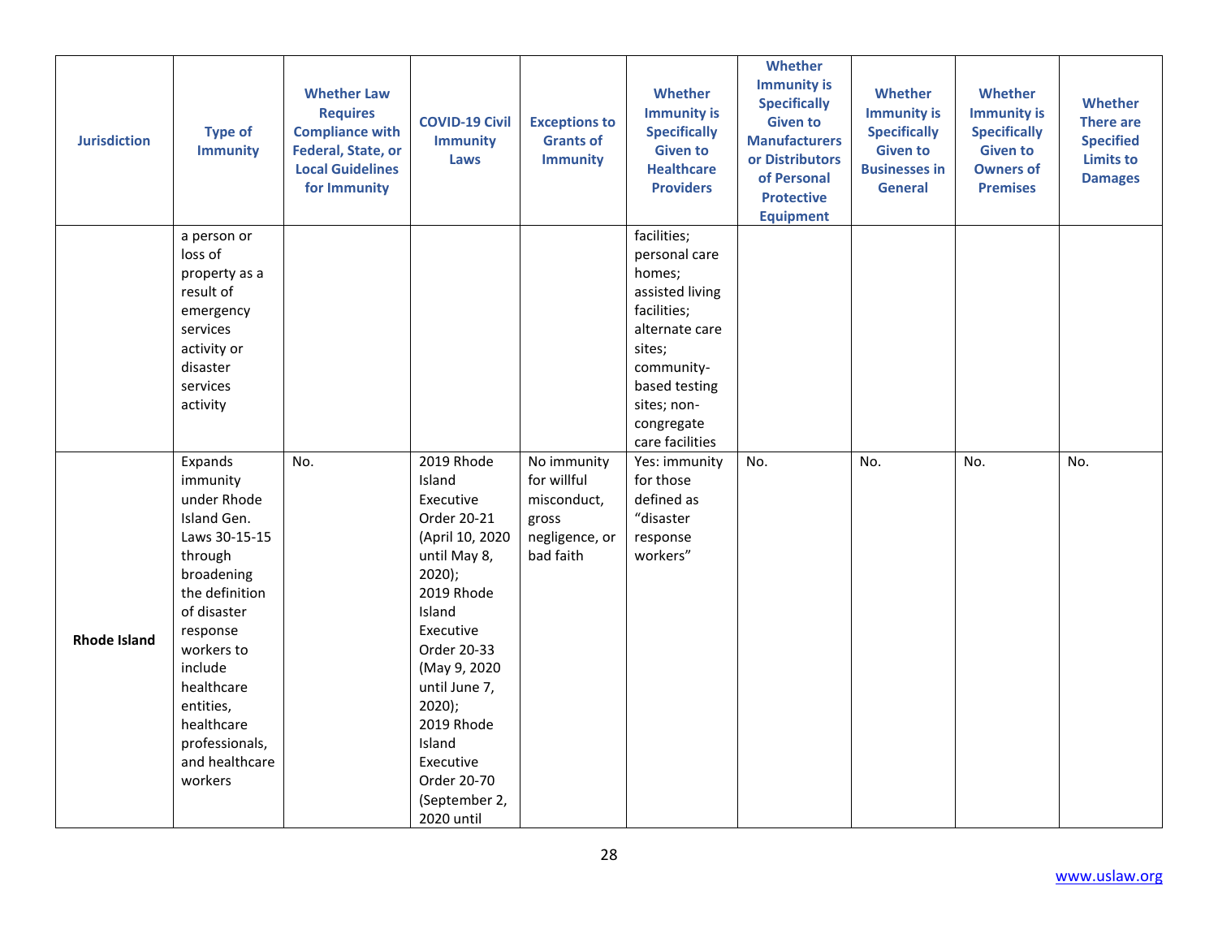| Jurisdiction | Type of Immunity | Whether Law Requires Compliance with Federal, State, or Local Guidelines for Immunity | COVID-19 Civil Immunity Laws | Exceptions to Grants of Immunity | Whether Immunity is Specifically Given to Healthcare Providers | Whether Immunity is Specifically Given to Manufacturers or Distributors of Personal Protective Equipment | Whether Immunity is Specifically Given to Businesses in General | Whether Immunity is Specifically Given to Owners of Premises | Whether There are Specified Limits to Damages |
|---|---|---|---|---|---|---|---|---|---|
| | a person or loss of property as a result of emergency services activity or disaster services activity | | | | facilities; personal care homes; assisted living facilities; alternate care sites; community-based testing sites; non-congregate care facilities | | | | |
| **Rhode Island** | Expands immunity under Rhode Island Gen. Laws 30-15-15 through broadening the definition of disaster response workers to include healthcare entities, healthcare professionals, and healthcare workers | No. | 2019 Rhode Island Executive Order 20-21 (April 10, 2020 until May 8, 2020); 2019 Rhode Island Executive Order 20-33 (May 9, 2020 until June 7, 2020); 2019 Rhode Island Executive Order 20-70 (September 2, 2020 until | No immunity for willful misconduct, gross negligence, or bad faith | Yes: immunity for those defined as "disaster response workers" | No. | No. | No. | No. |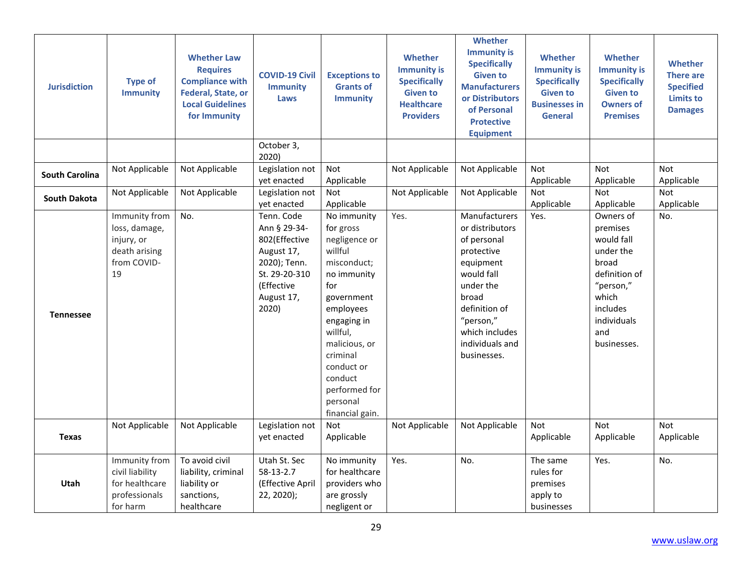| Jurisdiction | Type of Immunity | Whether Law Requires Compliance with Federal, State, or Local Guidelines for Immunity | COVID-19 Civil Immunity Laws | Exceptions to Grants of Immunity | Whether Immunity is Specifically Given to Healthcare Providers | Whether Immunity is Specifically Given to Manufacturers or Distributors of Personal Protective Equipment | Whether Immunity is Specifically Given to Businesses in General | Whether Immunity is Specifically Given to Owners of Premises | Whether There are Specified Limits to Damages |
|---|---|---|---|---|---|---|---|---|---|
| | | | October 3, 2020) | | | | | | |
| **South Carolina** | Not Applicable | Not Applicable | Legislation not yet enacted | Not Applicable | Not Applicable | Not Applicable | Not Applicable | Not Applicable | Not Applicable |
| **South Dakota** | Not Applicable | Not Applicable | Legislation not yet enacted | Not Applicable | Not Applicable | Not Applicable | Not Applicable | Not Applicable | Not Applicable |
| **Tennessee** | Immunity from loss, damage, injury, or death arising from COVID-19 | No. | Tenn. Code Ann § 29-34-802(Effective August 17, 2020); Tenn. St. 29-20-310 (Effective August 17, 2020) | No immunity for gross negligence or willful misconduct; no immunity for government employees engaging in willful, malicious, or criminal conduct or conduct performed for personal financial gain. | Yes. | Manufacturers or distributors of personal protective equipment would fall under the broad definition of "person," which includes individuals and businesses. | Yes. | Owners of premises would fall under the broad definition of "person," which includes individuals and businesses. | No. |
| **Texas** | Not Applicable | Not Applicable | Legislation not yet enacted | Not Applicable | Not Applicable | Not Applicable | Not Applicable | Not Applicable | Not Applicable |
| **Utah** | Immunity from civil liability for healthcare professionals for harm | To avoid civil liability, criminal liability or sanctions, healthcare | Utah St. Sec 58-13-2.7 (Effective April 22, 2020); | No immunity for healthcare providers who are grossly negligent or | Yes. | No. | The same rules for premises apply to businesses | Yes. | No. |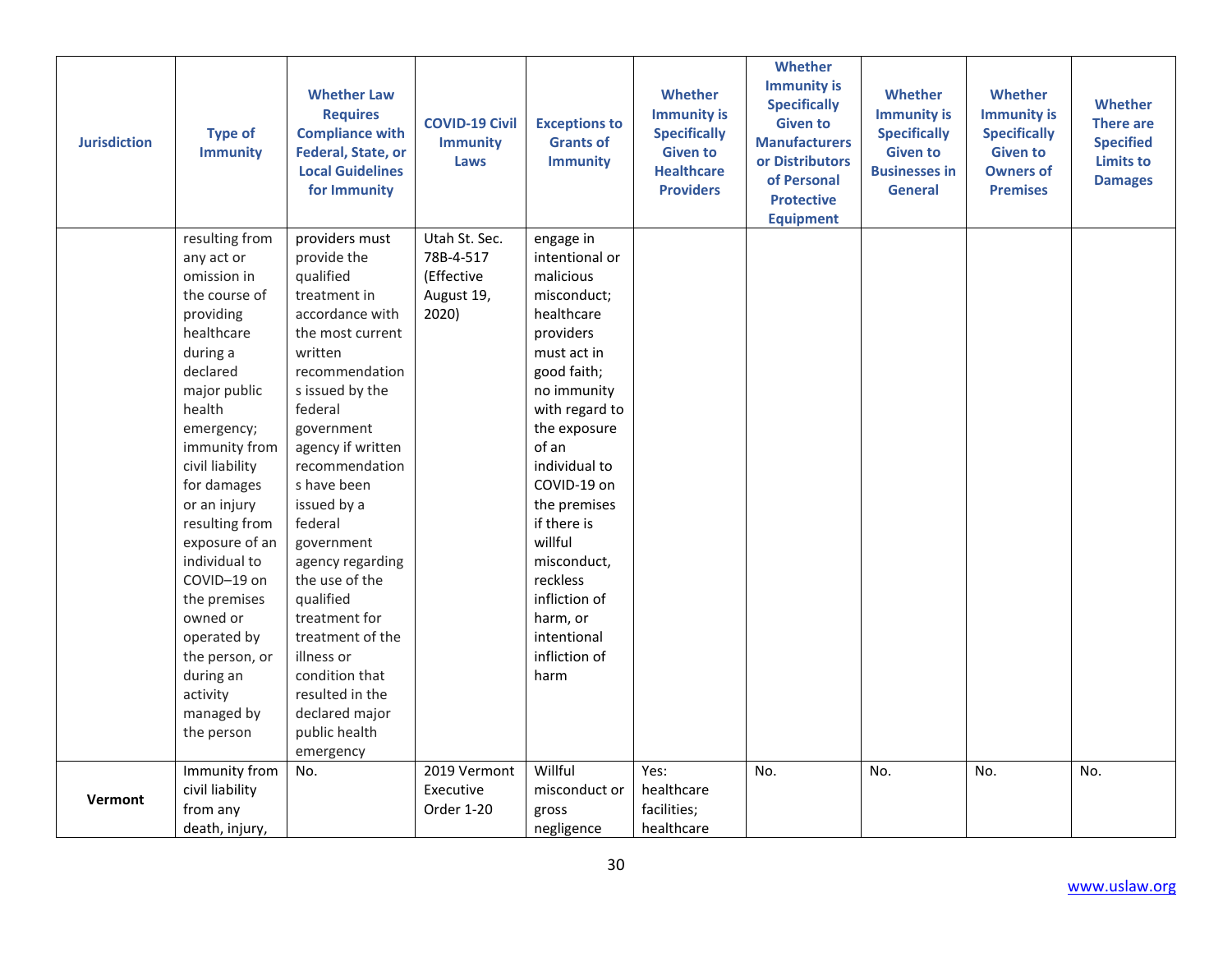| Jurisdiction | Type of Immunity | Whether Law Requires Compliance with Federal, State, or Local Guidelines for Immunity | COVID-19 Civil Immunity Laws | Exceptions to Grants of Immunity | Whether Immunity is Specifically Given to Healthcare Providers | Whether Immunity is Specifically Given to Manufacturers or Distributors of Personal Protective Equipment | Whether Immunity is Specifically Given to Businesses in General | Whether Immunity is Specifically Given to Owners of Premises | Whether There are Specified Limits to Damages |
|---|---|---|---|---|---|---|---|---|---|
| | resulting from any act or omission in the course of providing healthcare during a declared major public health emergency; immunity from civil liability for damages or an injury resulting from exposure of an individual to COVID–19 on the premises owned or operated by the person, or during an activity managed by the person | providers must provide the qualified treatment in accordance with the most current written recommendations issued by the federal government agency if written recommendations have been issued by a federal government agency regarding the use of the qualified treatment for treatment of the illness or condition that resulted in the declared major public health emergency | Utah St. Sec. 78B-4-517 (Effective August 19, 2020) | engage in intentional or malicious misconduct; healthcare providers must act in good faith; no immunity with regard to the exposure of an individual to COVID-19 on the premises if there is willful misconduct, reckless infliction of harm, or intentional infliction of harm | | | | | |
| **Vermont** | Immunity from civil liability from any death, injury, | No. | 2019 Vermont Executive Order 1-20 | Willful misconduct or gross negligence | Yes: healthcare facilities; healthcare | No. | No. | No. | No. |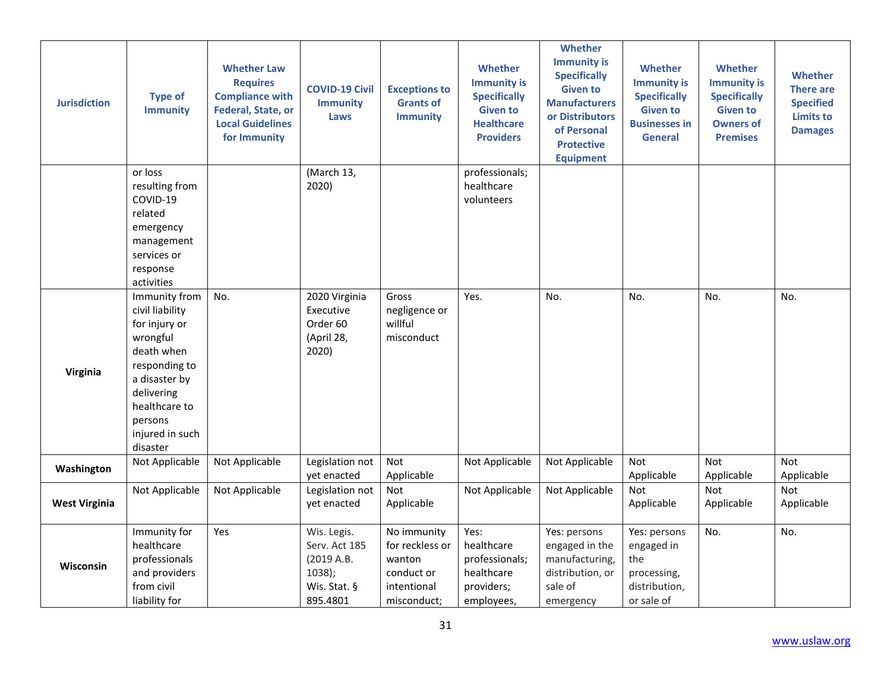| Jurisdiction | Type of Immunity | Whether Law Requires Compliance with Federal, State, or Local Guidelines for Immunity | COVID-19 Civil Immunity Laws | Exceptions to Grants of Immunity | Whether Immunity is Specifically Given to Healthcare Providers | Whether Immunity is Specifically Given to Manufacturers or Distributors of Personal Protective Equipment | Whether Immunity is Specifically Given to Businesses in General | Whether Immunity is Specifically Given to Owners of Premises | Whether There are Specified Limits to Damages |
|---|---|---|---|---|---|---|---|---|---|
| | or loss resulting from COVID-19 related emergency management services or response activities | | (March 13, 2020) | | professionals; healthcare volunteers | | | | |
| **Virginia** | Immunity from civil liability for injury or wrongful death when responding to a disaster by delivering healthcare to persons injured in such disaster | No. | 2020 Virginia Executive Order 60 (April 28, 2020) | Gross negligence or willful misconduct | Yes. | No. | No. | No. | No. |
| **Washington** | Not Applicable | Not Applicable | Legislation not yet enacted | Not Applicable | Not Applicable | Not Applicable | Not Applicable | Not Applicable | Not Applicable |
| **West Virginia** | Not Applicable | Not Applicable | Legislation not yet enacted | Not Applicable | Not Applicable | Not Applicable | Not Applicable | Not Applicable | Not Applicable |
| **Wisconsin** | Immunity for healthcare professionals and providers from civil liability for | Yes | Wis. Legis. Serv. Act 185 (2019 A.B. 1038); Wis. Stat. § 895.4801 | No immunity for reckless or wanton conduct or intentional misconduct; | Yes: healthcare professionals; healthcare providers; employees, | Yes: persons engaged in the manufacturing, distribution, or sale of emergency | Yes: persons engaged in the processing, distribution, or sale of | No. | No. |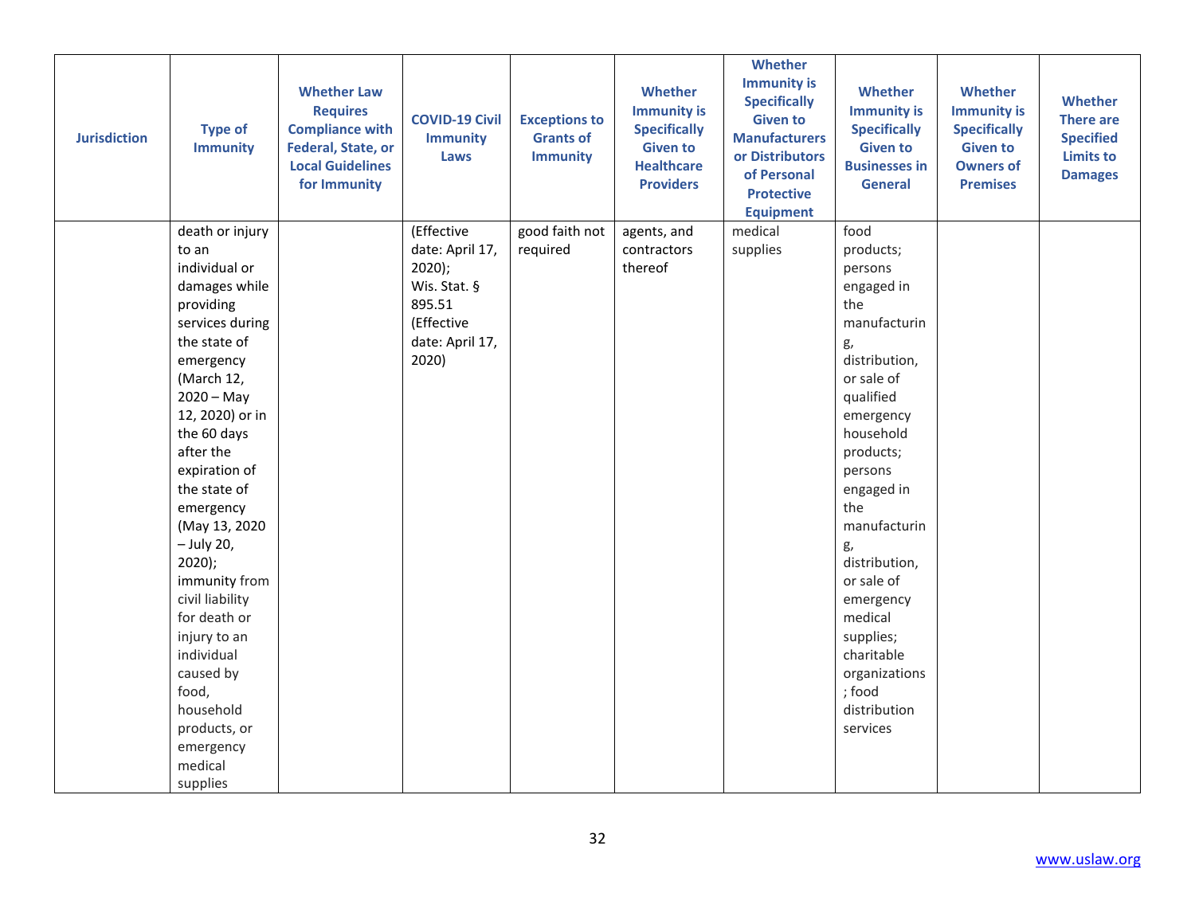| Jurisdiction | Type of Immunity | Whether Law Requires Compliance with Federal, State, or Local Guidelines for Immunity | COVID-19 Civil Immunity Laws | Exceptions to Grants of Immunity | Whether Immunity is Specifically Given to Healthcare Providers | Whether Immunity is Specifically Given to Manufacturers or Distributors of Personal Protective Equipment | Whether Immunity is Specifically Given to Businesses in General | Whether Immunity is Specifically Given to Owners of Premises | Whether There are Specified Limits to Damages |
|---|---|---|---|---|---|---|---|---|---|
| | death or injury to an individual or damages while providing services during the state of emergency (March 12, 2020 – May 12, 2020) or in the 60 days after the expiration of the state of emergency (May 13, 2020 – July 20, 2020); immunity from civil liability for death or injury to an individual caused by food, household products, or emergency medical supplies | | (Effective date: April 17, 2020); Wis. Stat. § 895.51 (Effective date: April 17, 2020) | good faith not required | agents, and contractors thereof | medical supplies | food products; persons engaged in the manufacturing, distribution, or sale of qualified emergency household products; persons engaged in the manufacturing, distribution, or sale of emergency medical supplies; charitable organizations; food distribution services | | |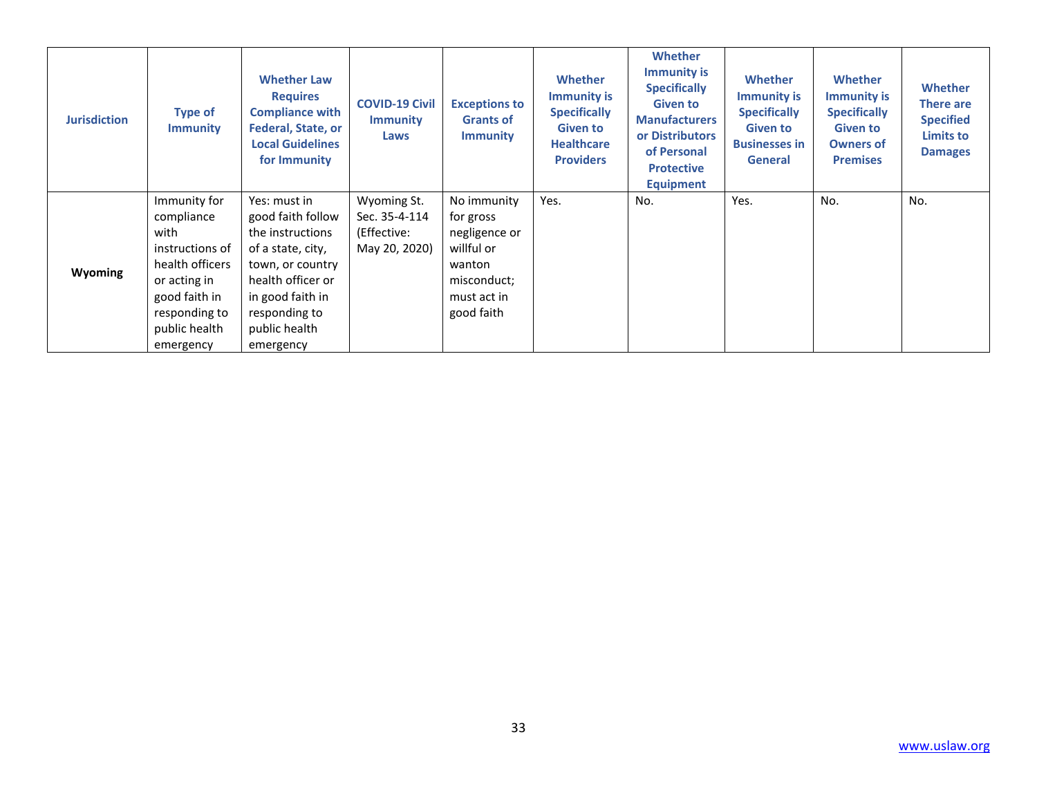| Jurisdiction | Type of Immunity | Whether Law Requires Compliance with Federal, State, or Local Guidelines for Immunity | COVID-19 Civil Immunity Laws | Exceptions to Grants of Immunity | Whether Immunity is Specifically Given to Healthcare Providers | Whether Immunity is Specifically Given to Manufacturers or Distributors of Personal Protective Equipment | Whether Immunity is Specifically Given to Businesses in General | Whether Immunity is Specifically Given to Owners of Premises | Whether There are Specified Limits to Damages |
|---|---|---|---|---|---|---|---|---|---|
| **Wyoming** | Immunity for compliance with instructions of health officers or acting in good faith in responding to public health emergency | Yes: must in good faith follow the instructions of a state, city, town, or country health officer or in good faith in responding to public health emergency | Wyoming St. Sec. 35-4-114 (Effective: May 20, 2020) | No immunity for gross negligence or willful or wanton misconduct; must act in good faith | Yes. | No. | Yes. | No. | No. |